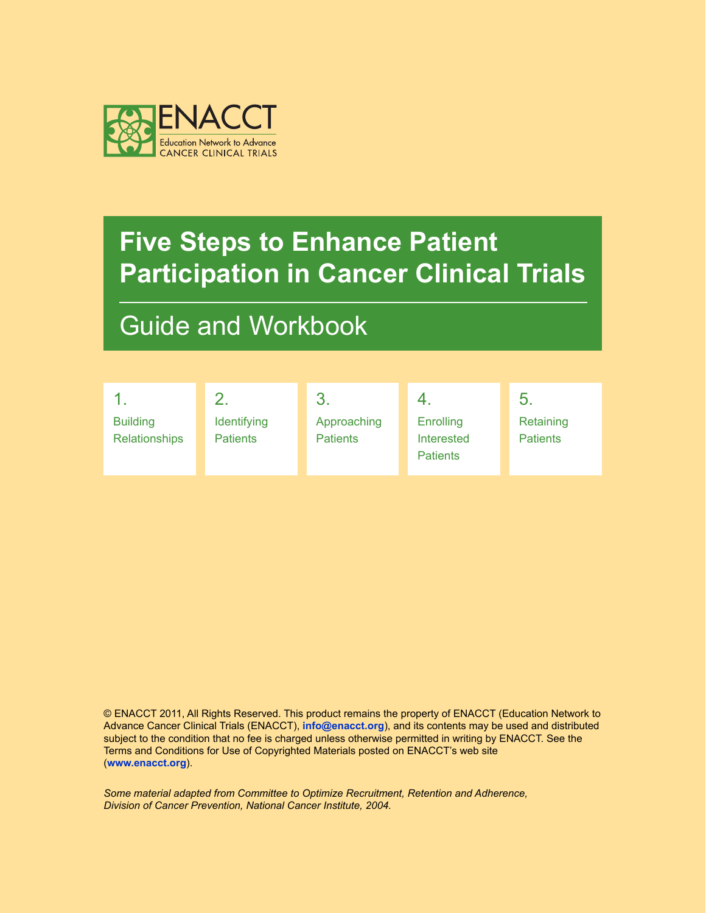ENACCT

Education Network to Advance CANCER CLINICAL TRIALS

# Five Steps to Enhance Patient Participation in Cancer Clinical Trials

## Guide and Workbook

1. Building Relationships
2. Identifying Patients
3. Approaching Patients
4. Enrolling Interested Patients
5. Retaining Patients

© ENACCT 2011, All Rights Reserved. This product remains the property of ENACCT (Education Network to Advance Cancer Clinical Trials (ENACCT), **info@enacct.org**), and its contents may be used and distributed subject to the condition that no fee is charged unless otherwise permitted in writing by ENACCT. See the Terms and Conditions for Use of Copyrighted Materials posted on ENACCT's web site (**www.enacct.org**).

*Some material adapted from Committee to Optimize Recruitment, Retention and Adherence, Division of Cancer Prevention, National Cancer Institute, 2004.*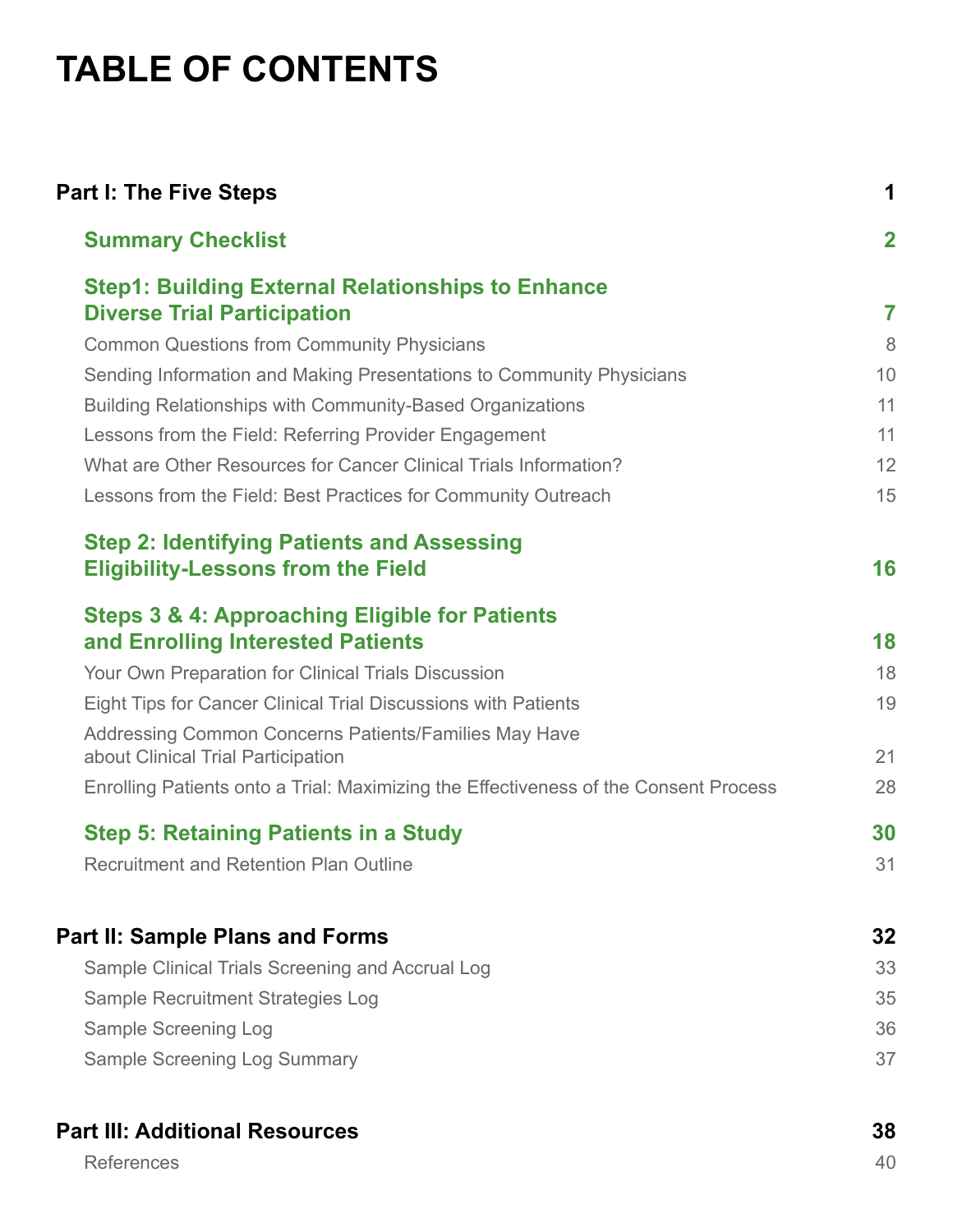# TABLE OF CONTENTS

| | |
|---|---|
| **Part I: The Five Steps** | **1** |
| **Summary Checklist** | **2** |
| **Step1: Building External Relationships to Enhance Diverse Trial Participation** | **7** |
| Common Questions from Community Physicians | 8 |
| Sending Information and Making Presentations to Community Physicians | 10 |
| Building Relationships with Community-Based Organizations | 11 |
| Lessons from the Field: Referring Provider Engagement | 11 |
| What are Other Resources for Cancer Clinical Trials Information? | 12 |
| Lessons from the Field: Best Practices for Community Outreach | 15 |
| **Step 2: Identifying Patients and Assessing Eligibility-Lessons from the Field** | **16** |
| **Steps 3 & 4: Approaching Eligible for Patients and Enrolling Interested Patients** | **18** |
| Your Own Preparation for Clinical Trials Discussion | 18 |
| Eight Tips for Cancer Clinical Trial Discussions with Patients | 19 |
| Addressing Common Concerns Patients/Families May Have about Clinical Trial Participation | 21 |
| Enrolling Patients onto a Trial: Maximizing the Effectiveness of the Consent Process | 28 |
| **Step 5: Retaining Patients in a Study** | **30** |
| Recruitment and Retention Plan Outline | 31 |
| **Part II: Sample Plans and Forms** | **32** |
| Sample Clinical Trials Screening and Accrual Log | 33 |
| Sample Recruitment Strategies Log | 35 |
| Sample Screening Log | 36 |
| Sample Screening Log Summary | 37 |
| **Part III: Additional Resources** | **38** |
| References | 40 |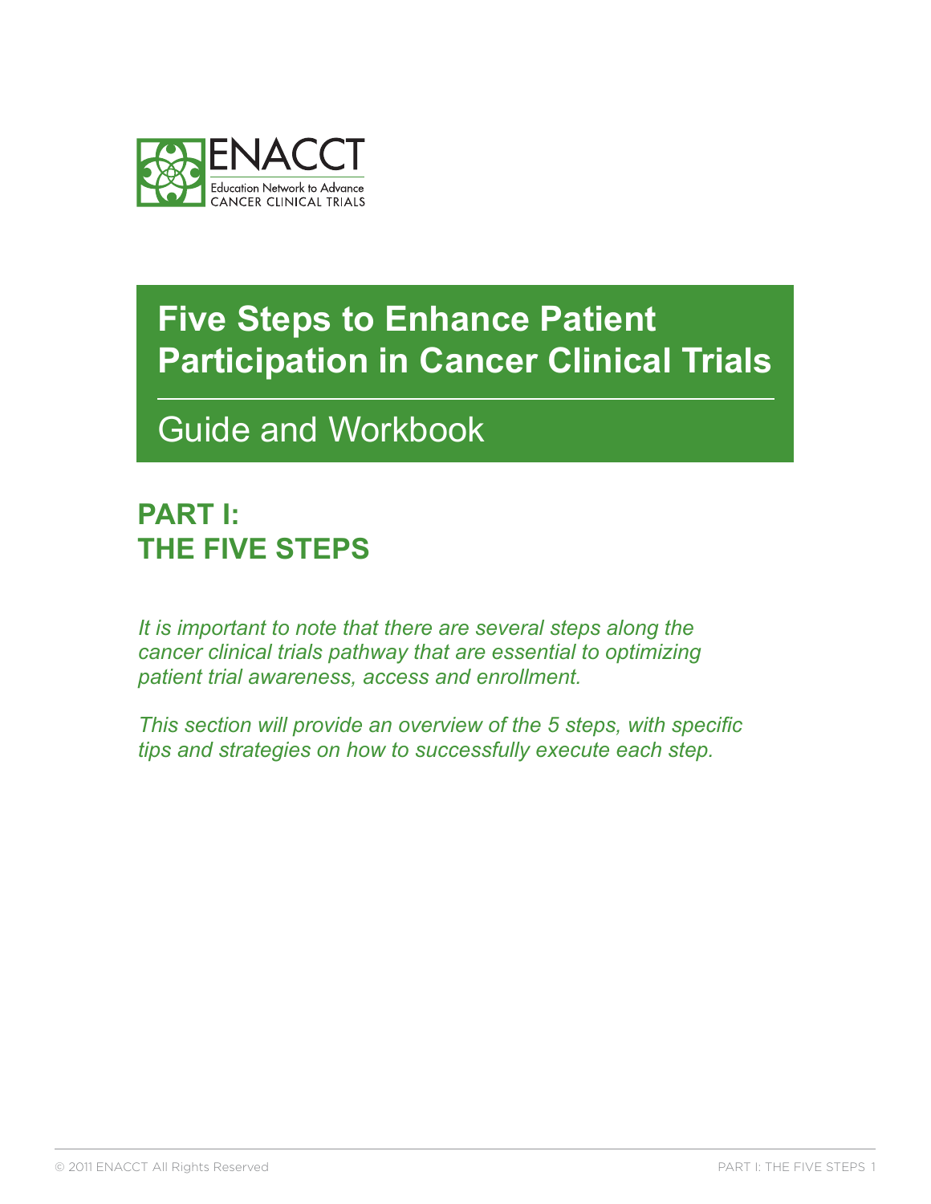ENACCT

Education Network to Advance CANCER CLINICAL TRIALS

# Five Steps to Enhance Patient Participation in Cancer Clinical Trials

## Guide and Workbook

## PART I: THE FIVE STEPS

*It is important to note that there are several steps along the cancer clinical trials pathway that are essential to optimizing patient trial awareness, access and enrollment.*

*This section will provide an overview of the 5 steps, with specific tips and strategies on how to successfully execute each step.*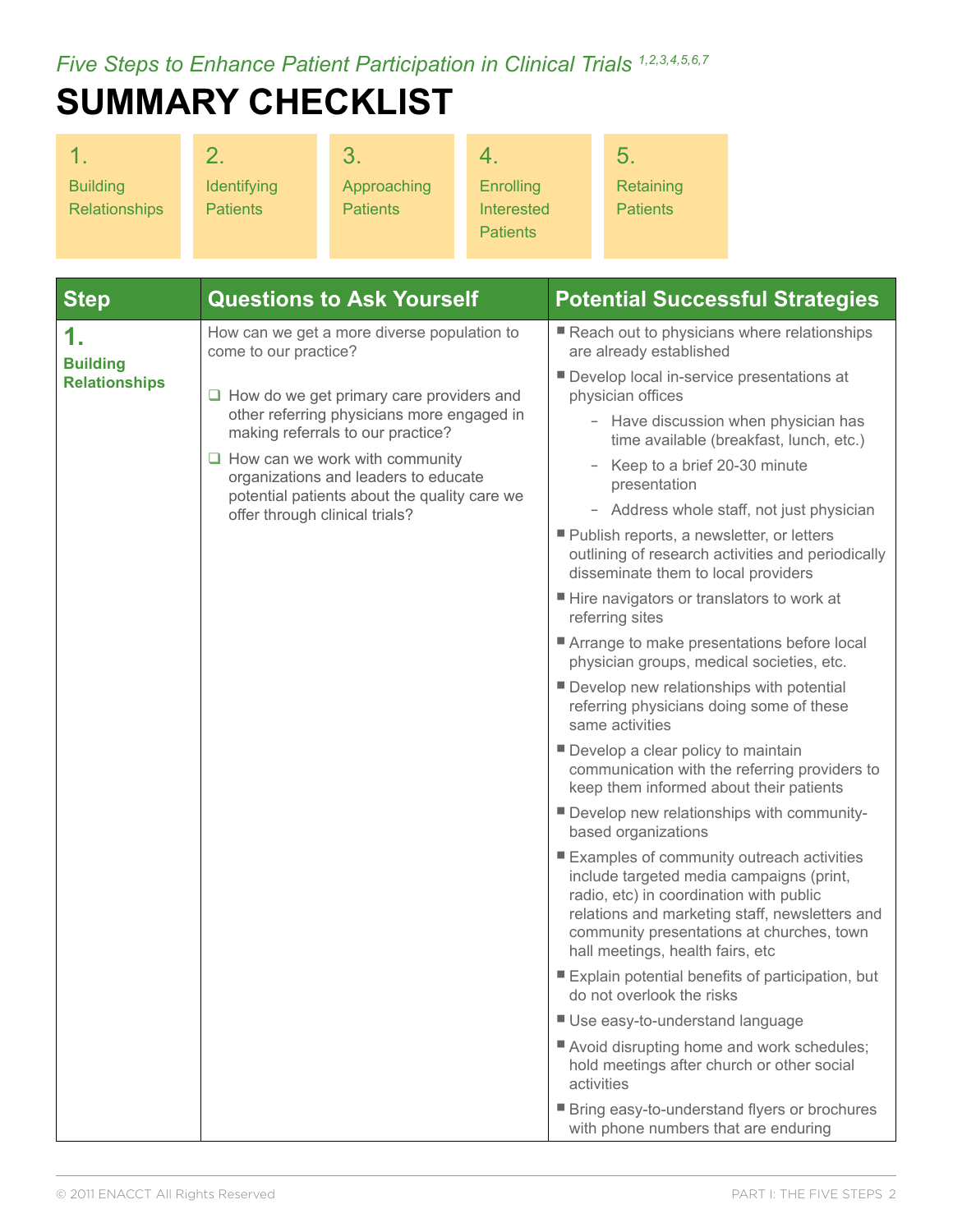*Five Steps to Enhance Patient Participation in Clinical Trials* [1,2,3,4,5,6,7]

# SUMMARY CHECKLIST

| 1. Building Relationships | 2. Identifying Patients | 3. Approaching Patients | 4. Enrolling Interested Patients | 5. Retaining Patients |
|---|---|---|---|---|

| Step | Questions to Ask Yourself | Potential Successful Strategies |
|---|---|---|
| **1. Building Relationships** | How can we get a more diverse population to come to our practice?<br><br>❑ How do we get primary care providers and other referring physicians more engaged in making referrals to our practice?<br><br>❑ How can we work with community organizations and leaders to educate potential patients about the quality care we offer through clinical trials? | ■ Reach out to physicians where relationships are already established<br>■ Develop local in-service presentations at physician offices<br>– Have discussion when physician has time available (breakfast, lunch, etc.)<br>– Keep to a brief 20-30 minute presentation<br>– Address whole staff, not just physician<br>■ Publish reports, a newsletter, or letters outlining of research activities and periodically disseminate them to local providers<br>■ Hire navigators or translators to work at referring sites<br>■ Arrange to make presentations before local physician groups, medical societies, etc.<br>■ Develop new relationships with potential referring physicians doing some of these same activities<br>■ Develop a clear policy to maintain communication with the referring providers to keep them informed about their patients<br>■ Develop new relationships with community-based organizations<br>■ Examples of community outreach activities include targeted media campaigns (print, radio, etc) in coordination with public relations and marketing staff, newsletters and community presentations at churches, town hall meetings, health fairs, etc<br>■ Explain potential benefits of participation, but do not overlook the risks<br>■ Use easy-to-understand language<br>■ Avoid disrupting home and work schedules; hold meetings after church or other social activities<br>■ Bring easy-to-understand flyers or brochures with phone numbers that are enduring |

© 2011 ENACCT All Rights Reserved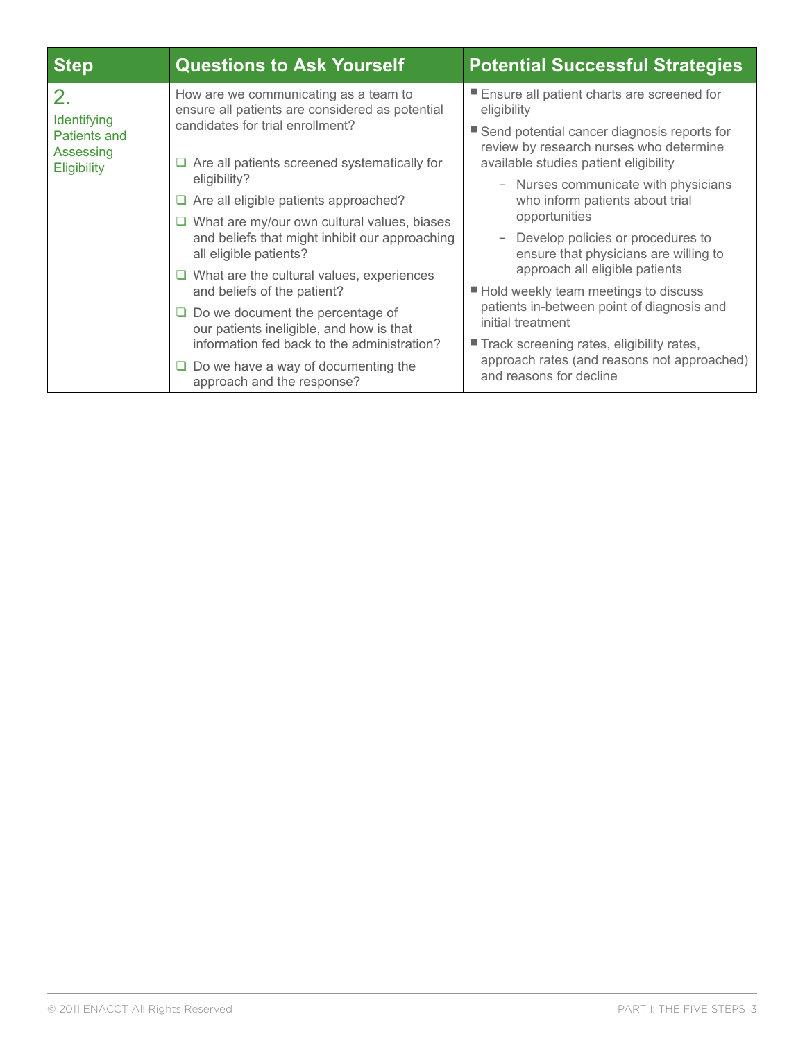| Step | Questions to Ask Yourself | Potential Successful Strategies |
|---|---|---|
| 2. Identifying Patients and Assessing Eligibility | How are we communicating as a team to ensure all patients are considered as potential candidates for trial enrollment?<br><br>❑ Are all patients screened systematically for eligibility?<br>❑ Are all eligible patients approached?<br>❑ What are my/our own cultural values, biases and beliefs that might inhibit our approaching all eligible patients?<br>❑ What are the cultural values, experiences and beliefs of the patient?<br>❑ Do we document the percentage of our patients ineligible, and how is that information fed back to the administration?<br>❑ Do we have a way of documenting the approach and the response? | ■ Ensure all patient charts are screened for eligibility<br>■ Send potential cancer diagnosis reports for review by research nurses who determine available studies patient eligibility<br>– Nurses communicate with physicians who inform patients about trial opportunities<br>– Develop policies or procedures to ensure that physicians are willing to approach all eligible patients<br>■ Hold weekly team meetings to discuss patients in-between point of diagnosis and initial treatment<br>■ Track screening rates, eligibility rates, approach rates (and reasons not approached) and reasons for decline |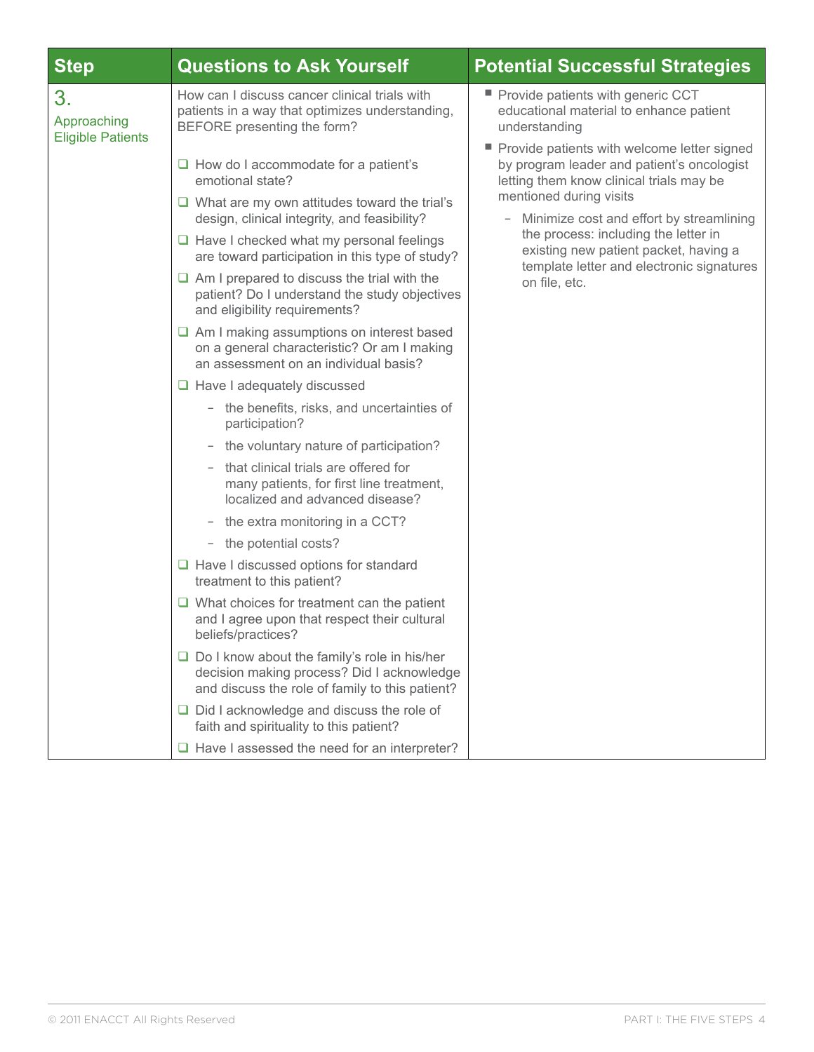| Step | Questions to Ask Yourself | Potential Successful Strategies |
| --- | --- | --- |
| 3. Approaching Eligible Patients | How can I discuss cancer clinical trials with patients in a way that optimizes understanding, BEFORE presenting the form?<br><br>❑ How do I accommodate for a patient's emotional state?<br>❑ What are my own attitudes toward the trial's design, clinical integrity, and feasibility?<br>❑ Have I checked what my personal feelings are toward participation in this type of study?<br>❑ Am I prepared to discuss the trial with the patient? Do I understand the study objectives and eligibility requirements?<br>❑ Am I making assumptions on interest based on a general characteristic? Or am I making an assessment on an individual basis?<br>❑ Have I adequately discussed<br>– the benefits, risks, and uncertainties of participation?<br>– the voluntary nature of participation?<br>– that clinical trials are offered for many patients, for first line treatment, localized and advanced disease?<br>– the extra monitoring in a CCT?<br>– the potential costs?<br>❑ Have I discussed options for standard treatment to this patient?<br>❑ What choices for treatment can the patient and I agree upon that respect their cultural beliefs/practices?<br>❑ Do I know about the family's role in his/her decision making process? Did I acknowledge and discuss the role of family to this patient?<br>❑ Did I acknowledge and discuss the role of faith and spirituality to this patient?<br>❑ Have I assessed the need for an interpreter? | ■ Provide patients with generic CCT educational material to enhance patient understanding<br>■ Provide patients with welcome letter signed by program leader and patient's oncologist letting them know clinical trials may be mentioned during visits<br>– Minimize cost and effort by streamlining the process: including the letter in existing new patient packet, having a template letter and electronic signatures on file, etc. |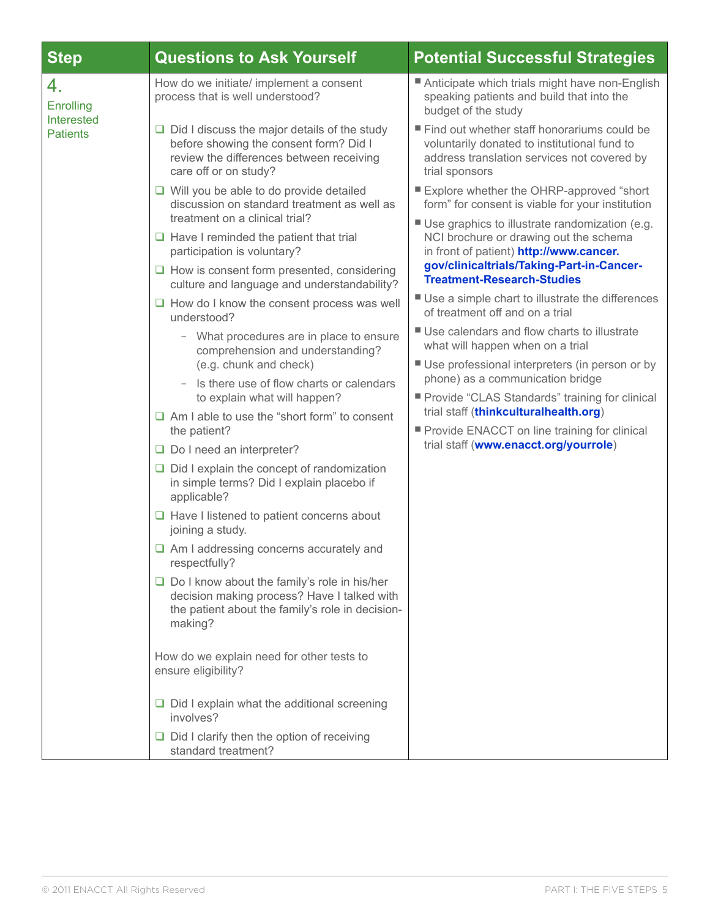| Step | Questions to Ask Yourself | Potential Successful Strategies |
|---|---|---|
| 4. Enrolling Interested Patients | How do we initiate/ implement a consent process that is well understood?<br><br>❑ Did I discuss the major details of the study before showing the consent form? Did I review the differences between receiving care off or on study?<br>❑ Will you be able to do provide detailed discussion on standard treatment as well as treatment on a clinical trial?<br>❑ Have I reminded the patient that trial participation is voluntary?<br>❑ How is consent form presented, considering culture and language and understandability?<br>❑ How do I know the consent process was well understood?<br>– What procedures are in place to ensure comprehension and understanding? (e.g. chunk and check)<br>– Is there use of flow charts or calendars to explain what will happen?<br>❑ Am I able to use the "short form" to consent the patient?<br>❑ Do I need an interpreter?<br>❑ Did I explain the concept of randomization in simple terms? Did I explain placebo if applicable?<br>❑ Have I listened to patient concerns about joining a study.<br>❑ Am I addressing concerns accurately and respectfully?<br>❑ Do I know about the family's role in his/her decision making process? Have I talked with the patient about the family's role in decision-making?<br><br>How do we explain need for other tests to ensure eligibility?<br><br>❑ Did I explain what the additional screening involves?<br>❑ Did I clarify then the option of receiving standard treatment? | ■ Anticipate which trials might have non-English speaking patients and build that into the budget of the study<br>■ Find out whether staff honorariums could be voluntarily donated to institutional fund to address translation services not covered by trial sponsors<br>■ Explore whether the OHRP-approved "short form" for consent is viable for your institution<br>■ Use graphics to illustrate randomization (e.g. NCI brochure or drawing out the schema in front of patient) **http://www.cancer.gov/clinicaltrials/Taking-Part-in-Cancer-Treatment-Research-Studies**<br>■ Use a simple chart to illustrate the differences of treatment off and on a trial<br>■ Use calendars and flow charts to illustrate what will happen when on a trial<br>■ Use professional interpreters (in person or by phone) as a communication bridge<br>■ Provide "CLAS Standards" training for clinical trial staff (**thinkculturalhealth.org**)<br>■ Provide ENACCT on line training for clinical trial staff (**www.enacct.org/yourrole**) |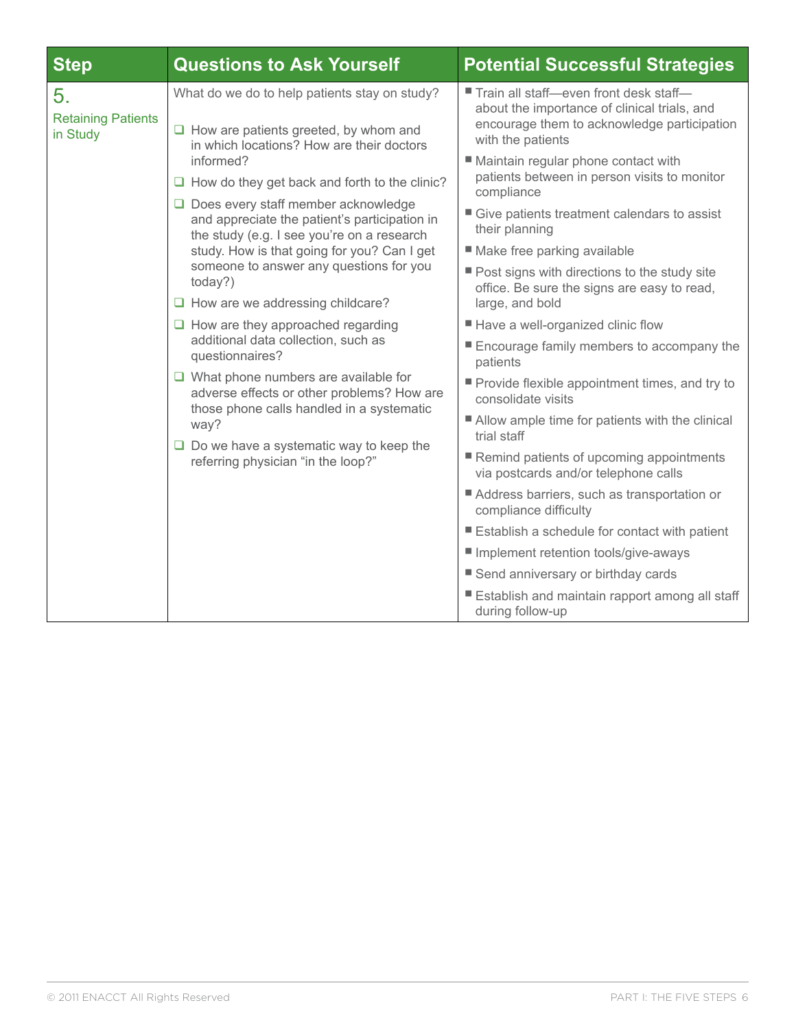| Step | Questions to Ask Yourself | Potential Successful Strategies |
|---|---|---|
| 5. Retaining Patients in Study | What do we do to help patients stay on study?<br><br>❑ How are patients greeted, by whom and in which locations? How are their doctors informed?<br>❑ How do they get back and forth to the clinic?<br>❑ Does every staff member acknowledge and appreciate the patient's participation in the study (e.g. I see you're on a research study. How is that going for you? Can I get someone to answer any questions for you today?)<br>❑ How are we addressing childcare?<br>❑ How are they approached regarding additional data collection, such as questionnaires?<br>❑ What phone numbers are available for adverse effects or other problems? How are those phone calls handled in a systematic way?<br>❑ Do we have a systematic way to keep the referring physician "in the loop?" | ■ Train all staff—even front desk staff—about the importance of clinical trials, and encourage them to acknowledge participation with the patients<br>■ Maintain regular phone contact with patients between in person visits to monitor compliance<br>■ Give patients treatment calendars to assist their planning<br>■ Make free parking available<br>■ Post signs with directions to the study site office. Be sure the signs are easy to read, large, and bold<br>■ Have a well-organized clinic flow<br>■ Encourage family members to accompany the patients<br>■ Provide flexible appointment times, and try to consolidate visits<br>■ Allow ample time for patients with the clinical trial staff<br>■ Remind patients of upcoming appointments via postcards and/or telephone calls<br>■ Address barriers, such as transportation or compliance difficulty<br>■ Establish a schedule for contact with patient<br>■ Implement retention tools/give-aways<br>■ Send anniversary or birthday cards<br>■ Establish and maintain rapport among all staff during follow-up |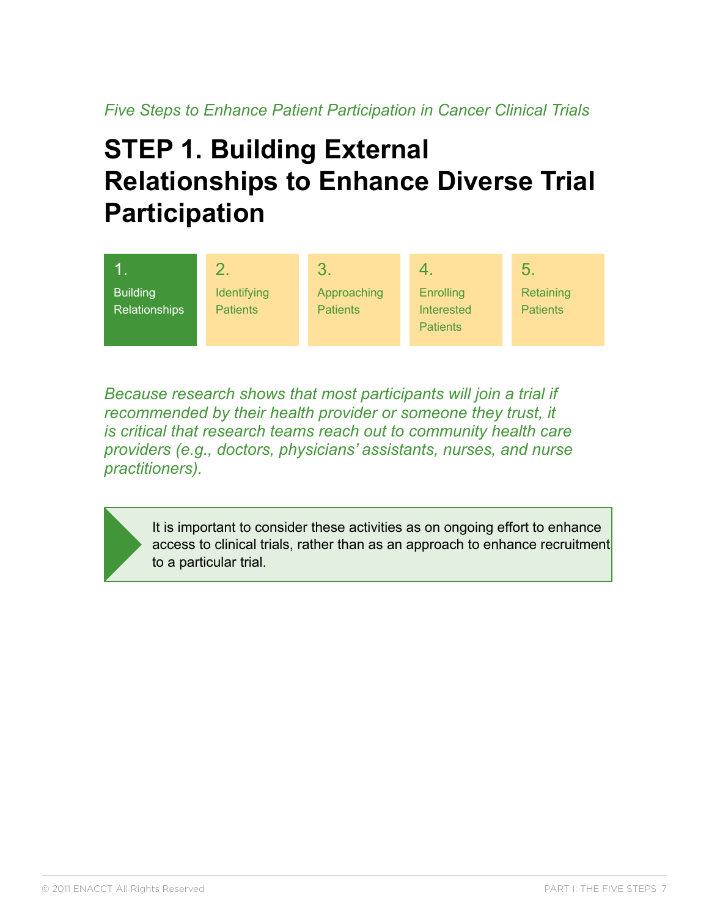*Five Steps to Enhance Patient Participation in Cancer Clinical Trials*

# STEP 1. Building External Relationships to Enhance Diverse Trial Participation

| 1. Building Relationships | 2. Identifying Patients | 3. Approaching Patients | 4. Enrolling Interested Patients | 5. Retaining Patients |
|---|---|---|---|---|

*Because research shows that most participants will join a trial if recommended by their health provider or someone they trust, it is critical that research teams reach out to community health care providers (e.g., doctors, physicians' assistants, nurses, and nurse practitioners).*

> It is important to consider these activities as on ongoing effort to enhance access to clinical trials, rather than as an approach to enhance recruitment to a particular trial.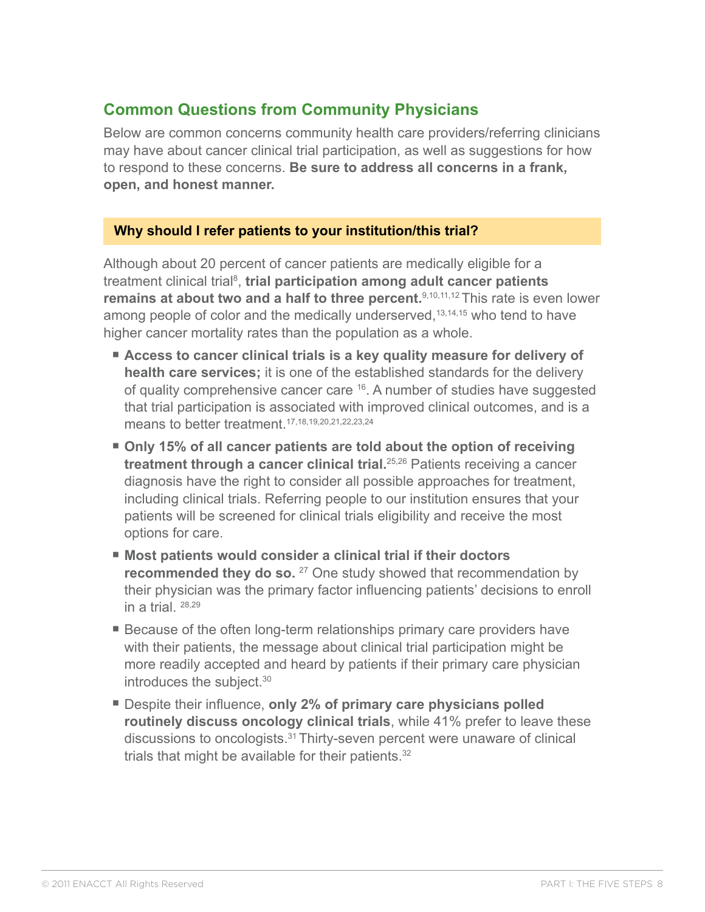## Common Questions from Community Physicians

Below are common concerns community health care providers/referring clinicians may have about cancer clinical trial participation, as well as suggestions for how to respond to these concerns. **Be sure to address all concerns in a frank, open, and honest manner.**

### Why should I refer patients to your institution/this trial?

Although about 20 percent of cancer patients are medically eligible for a treatment clinical trial[8], **trial participation among adult cancer patients remains at about two and a half to three percent.**[9,10,11,12] This rate is even lower among people of color and the medically underserved,[13,14,15] who tend to have higher cancer mortality rates than the population as a whole.

- **Access to cancer clinical trials is a key quality measure for delivery of health care services;** it is one of the established standards for the delivery of quality comprehensive cancer care [16]. A number of studies have suggested that trial participation is associated with improved clinical outcomes, and is a means to better treatment.[17,18,19,20,21,22,23,24]
- **Only 15% of all cancer patients are told about the option of receiving treatment through a cancer clinical trial.**[25,26] Patients receiving a cancer diagnosis have the right to consider all possible approaches for treatment, including clinical trials. Referring people to our institution ensures that your patients will be screened for clinical trials eligibility and receive the most options for care.
- **Most patients would consider a clinical trial if their doctors recommended they do so.** [27] One study showed that recommendation by their physician was the primary factor influencing patients' decisions to enroll in a trial. [28,29]
- Because of the often long-term relationships primary care providers have with their patients, the message about clinical trial participation might be more readily accepted and heard by patients if their primary care physician introduces the subject.[30]
- Despite their influence, **only 2% of primary care physicians polled routinely discuss oncology clinical trials**, while 41% prefer to leave these discussions to oncologists.[31] Thirty-seven percent were unaware of clinical trials that might be available for their patients.[32]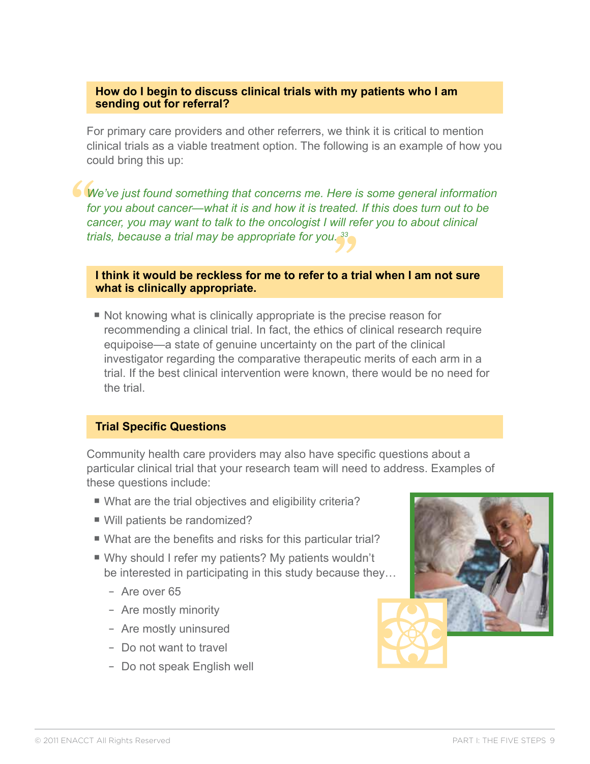### How do I begin to discuss clinical trials with my patients who I am sending out for referral?

For primary care providers and other referrers, we think it is critical to mention clinical trials as a viable treatment option. The following is an example of how you could bring this up:

> *"We've just found something that concerns me. Here is some general information for you about cancer—what it is and how it is treated. If this does turn out to be cancer, you may want to talk to the oncologist I will refer you to about clinical trials, because a trial may be appropriate for you.*[33]*"*

### I think it would be reckless for me to refer to a trial when I am not sure what is clinically appropriate.

- Not knowing what is clinically appropriate is the precise reason for recommending a clinical trial. In fact, the ethics of clinical research require equipoise—a state of genuine uncertainty on the part of the clinical investigator regarding the comparative therapeutic merits of each arm in a trial. If the best clinical intervention were known, there would be no need for the trial.

### Trial Specific Questions

Community health care providers may also have specific questions about a particular clinical trial that your research team will need to address. Examples of these questions include:

- What are the trial objectives and eligibility criteria?
- Will patients be randomized?
- What are the benefits and risks for this particular trial?
- Why should I refer my patients? My patients wouldn't be interested in participating in this study because they…
  - Are over 65
  - Are mostly minority
  - Are mostly uninsured
  - Do not want to travel
  - Do not speak English well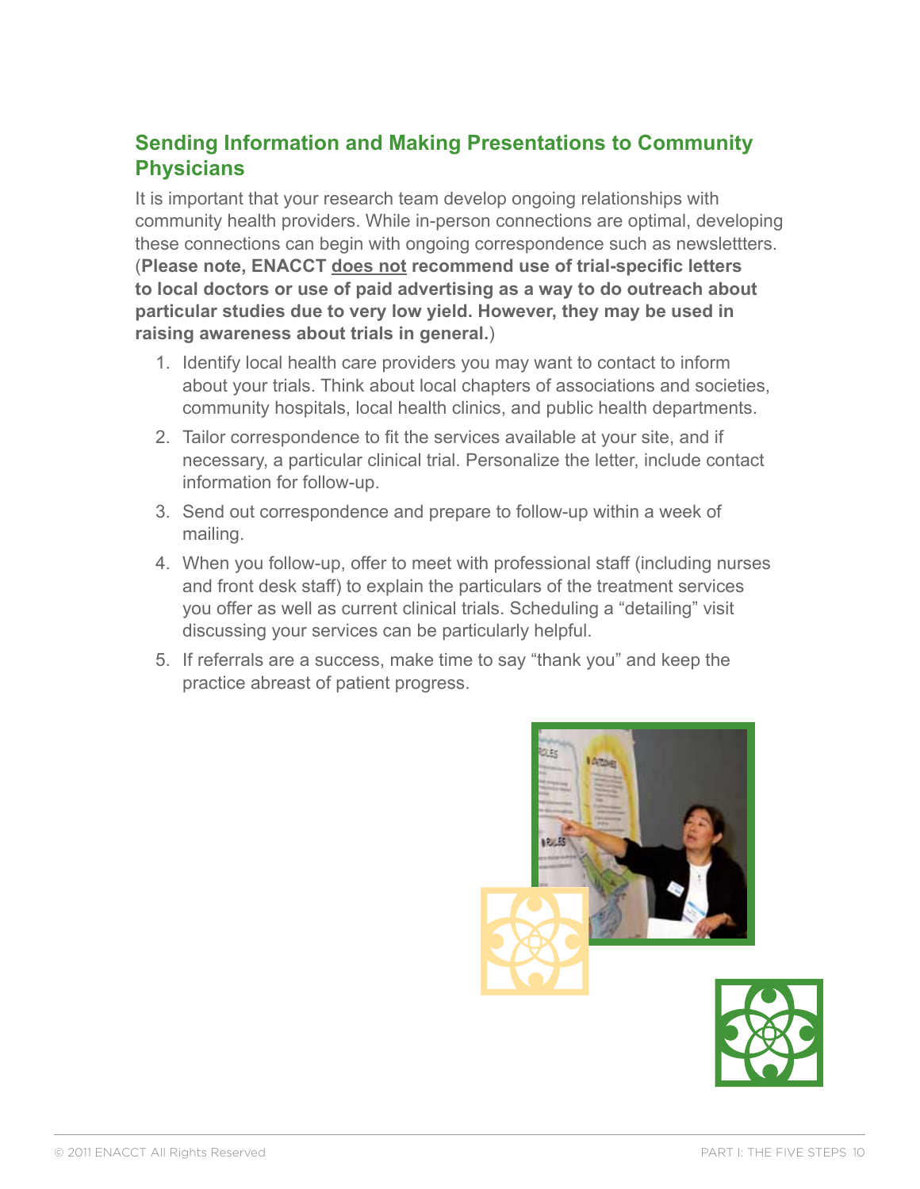## Sending Information and Making Presentations to Community Physicians

It is important that your research team develop ongoing relationships with community health providers. While in-person connections are optimal, developing these connections can begin with ongoing correspondence such as newslettters. (**Please note, ENACCT does not recommend use of trial-specific letters to local doctors or use of paid advertising as a way to do outreach about particular studies due to very low yield. However, they may be used in raising awareness about trials in general.**)

1. Identify local health care providers you may want to contact to inform about your trials. Think about local chapters of associations and societies, community hospitals, local health clinics, and public health departments.
2. Tailor correspondence to fit the services available at your site, and if necessary, a particular clinical trial. Personalize the letter, include contact information for follow-up.
3. Send out correspondence and prepare to follow-up within a week of mailing.
4. When you follow-up, offer to meet with professional staff (including nurses and front desk staff) to explain the particulars of the treatment services you offer as well as current clinical trials. Scheduling a "detailing" visit discussing your services can be particularly helpful.
5. If referrals are a success, make time to say "thank you" and keep the practice abreast of patient progress.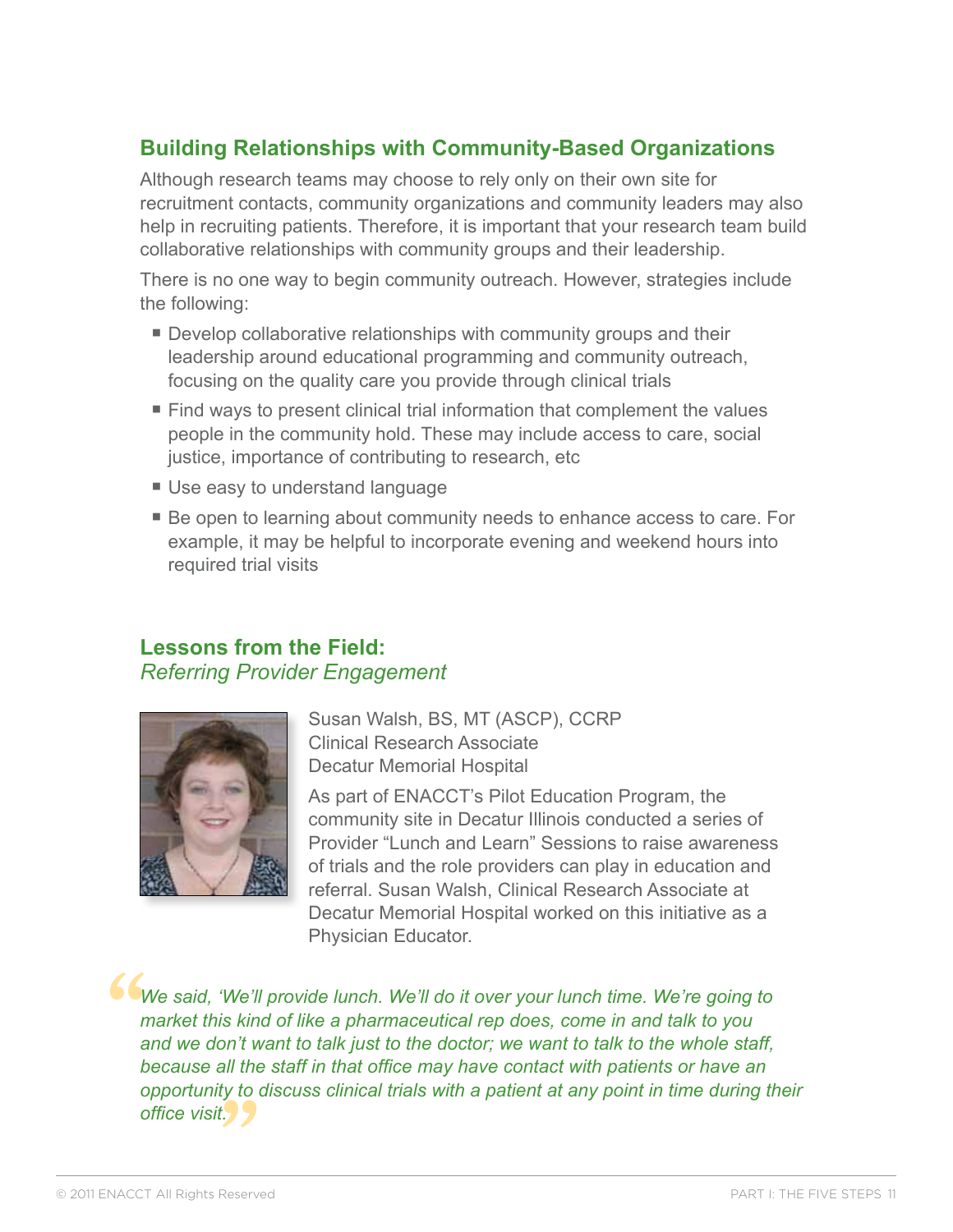## Building Relationships with Community-Based Organizations

Although research teams may choose to rely only on their own site for recruitment contacts, community organizations and community leaders may also help in recruiting patients. Therefore, it is important that your research team build collaborative relationships with community groups and their leadership.

There is no one way to begin community outreach. However, strategies include the following:

- Develop collaborative relationships with community groups and their leadership around educational programming and community outreach, focusing on the quality care you provide through clinical trials
- Find ways to present clinical trial information that complement the values people in the community hold. These may include access to care, social justice, importance of contributing to research, etc
- Use easy to understand language
- Be open to learning about community needs to enhance access to care. For example, it may be helpful to incorporate evening and weekend hours into required trial visits

## Lessons from the Field:
### *Referring Provider Engagement*

Susan Walsh, BS, MT (ASCP), CCRP
Clinical Research Associate
Decatur Memorial Hospital

As part of ENACCT's Pilot Education Program, the community site in Decatur Illinois conducted a series of Provider "Lunch and Learn" Sessions to raise awareness of trials and the role providers can play in education and referral. Susan Walsh, Clinical Research Associate at Decatur Memorial Hospital worked on this initiative as a Physician Educator.

> *"We said, 'We'll provide lunch. We'll do it over your lunch time. We're going to market this kind of like a pharmaceutical rep does, come in and talk to you and we don't want to talk just to the doctor; we want to talk to the whole staff, because all the staff in that office may have contact with patients or have an opportunity to discuss clinical trials with a patient at any point in time during their office visit."*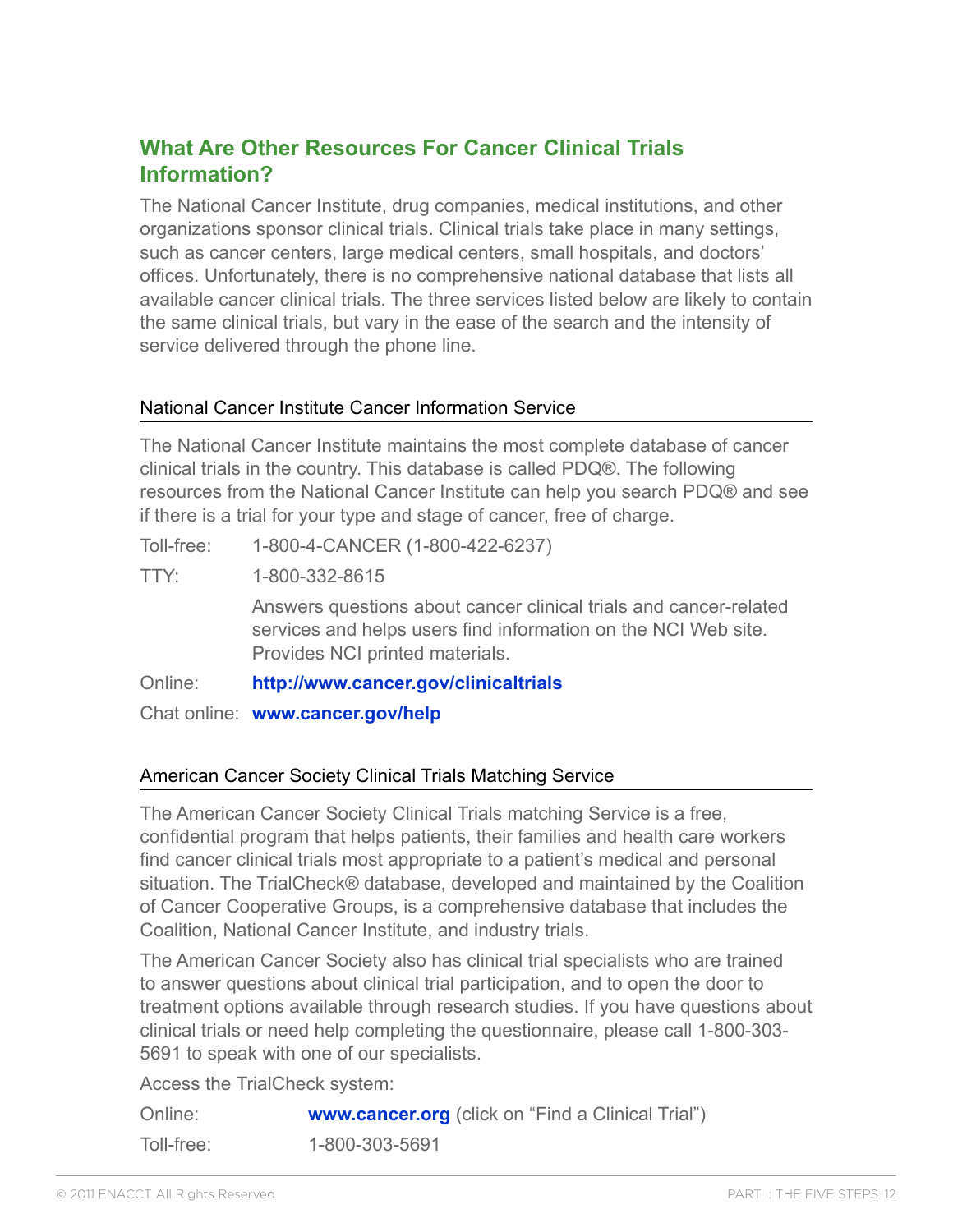## What Are Other Resources For Cancer Clinical Trials Information?

The National Cancer Institute, drug companies, medical institutions, and other organizations sponsor clinical trials. Clinical trials take place in many settings, such as cancer centers, large medical centers, small hospitals, and doctors' offices. Unfortunately, there is no comprehensive national database that lists all available cancer clinical trials. The three services listed below are likely to contain the same clinical trials, but vary in the ease of the search and the intensity of service delivered through the phone line.

### National Cancer Institute Cancer Information Service

The National Cancer Institute maintains the most complete database of cancer clinical trials in the country. This database is called PDQ®. The following resources from the National Cancer Institute can help you search PDQ® and see if there is a trial for your type and stage of cancer, free of charge.

Toll-free: 1-800-4-CANCER (1-800-422-6237)

TTY: 1-800-332-8615

Answers questions about cancer clinical trials and cancer-related services and helps users find information on the NCI Web site. Provides NCI printed materials.

Online: **http://www.cancer.gov/clinicaltrials**

Chat online: **www.cancer.gov/help**

### American Cancer Society Clinical Trials Matching Service

The American Cancer Society Clinical Trials matching Service is a free, confidential program that helps patients, their families and health care workers find cancer clinical trials most appropriate to a patient's medical and personal situation. The TrialCheck® database, developed and maintained by the Coalition of Cancer Cooperative Groups, is a comprehensive database that includes the Coalition, National Cancer Institute, and industry trials.

The American Cancer Society also has clinical trial specialists who are trained to answer questions about clinical trial participation, and to open the door to treatment options available through research studies. If you have questions about clinical trials or need help completing the questionnaire, please call 1-800-303-5691 to speak with one of our specialists.

Access the TrialCheck system:

Online: **www.cancer.org** (click on "Find a Clinical Trial")

Toll-free: 1-800-303-5691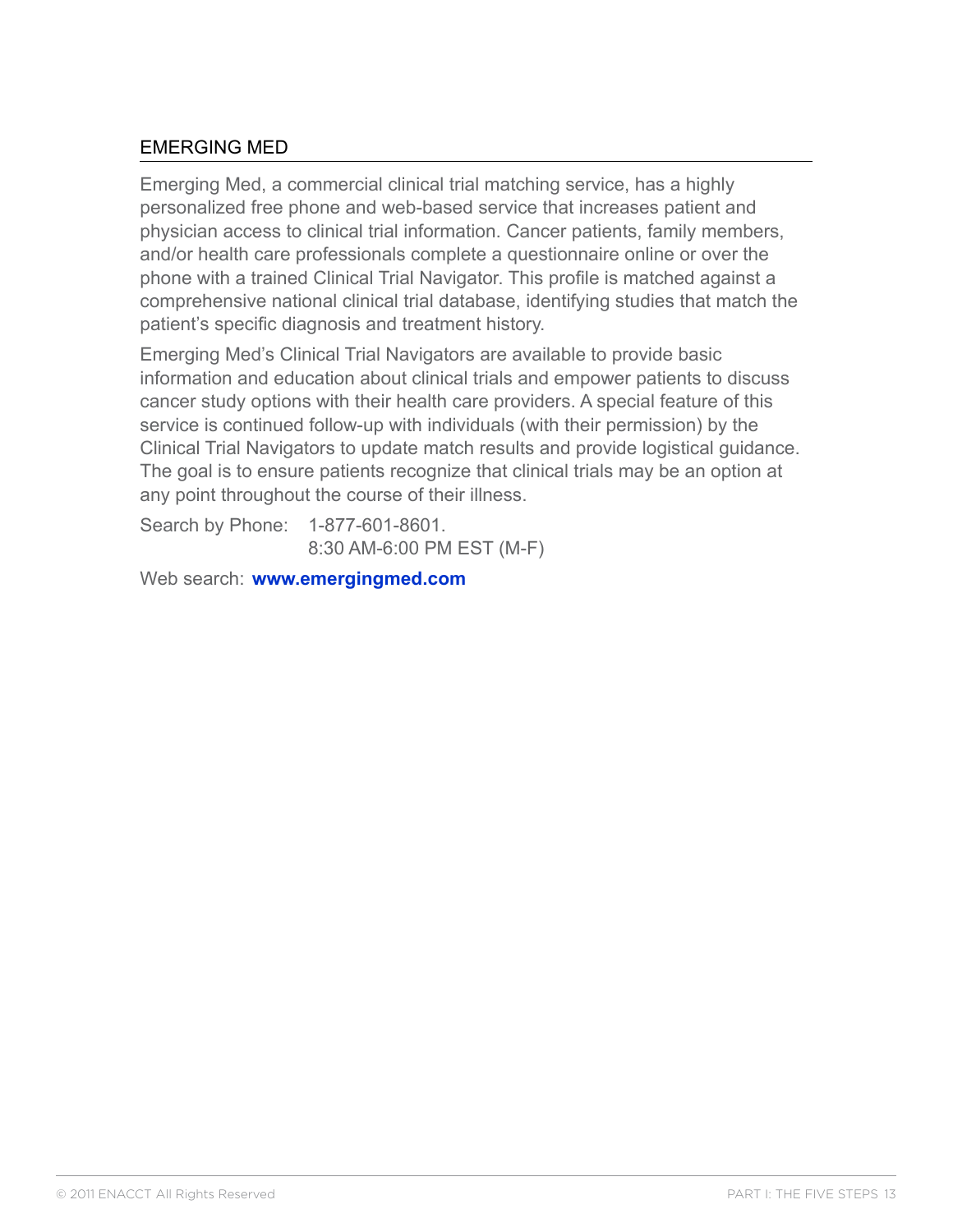## EMERGING MED

Emerging Med, a commercial clinical trial matching service, has a highly personalized free phone and web-based service that increases patient and physician access to clinical trial information. Cancer patients, family members, and/or health care professionals complete a questionnaire online or over the phone with a trained Clinical Trial Navigator. This profile is matched against a comprehensive national clinical trial database, identifying studies that match the patient's specific diagnosis and treatment history.

Emerging Med's Clinical Trial Navigators are available to provide basic information and education about clinical trials and empower patients to discuss cancer study options with their health care providers. A special feature of this service is continued follow-up with individuals (with their permission) by the Clinical Trial Navigators to update match results and provide logistical guidance. The goal is to ensure patients recognize that clinical trials may be an option at any point throughout the course of their illness.

Search by Phone: 1-877-601-8601.
8:30 AM-6:00 PM EST (M-F)

Web search: **www.emergingmed.com**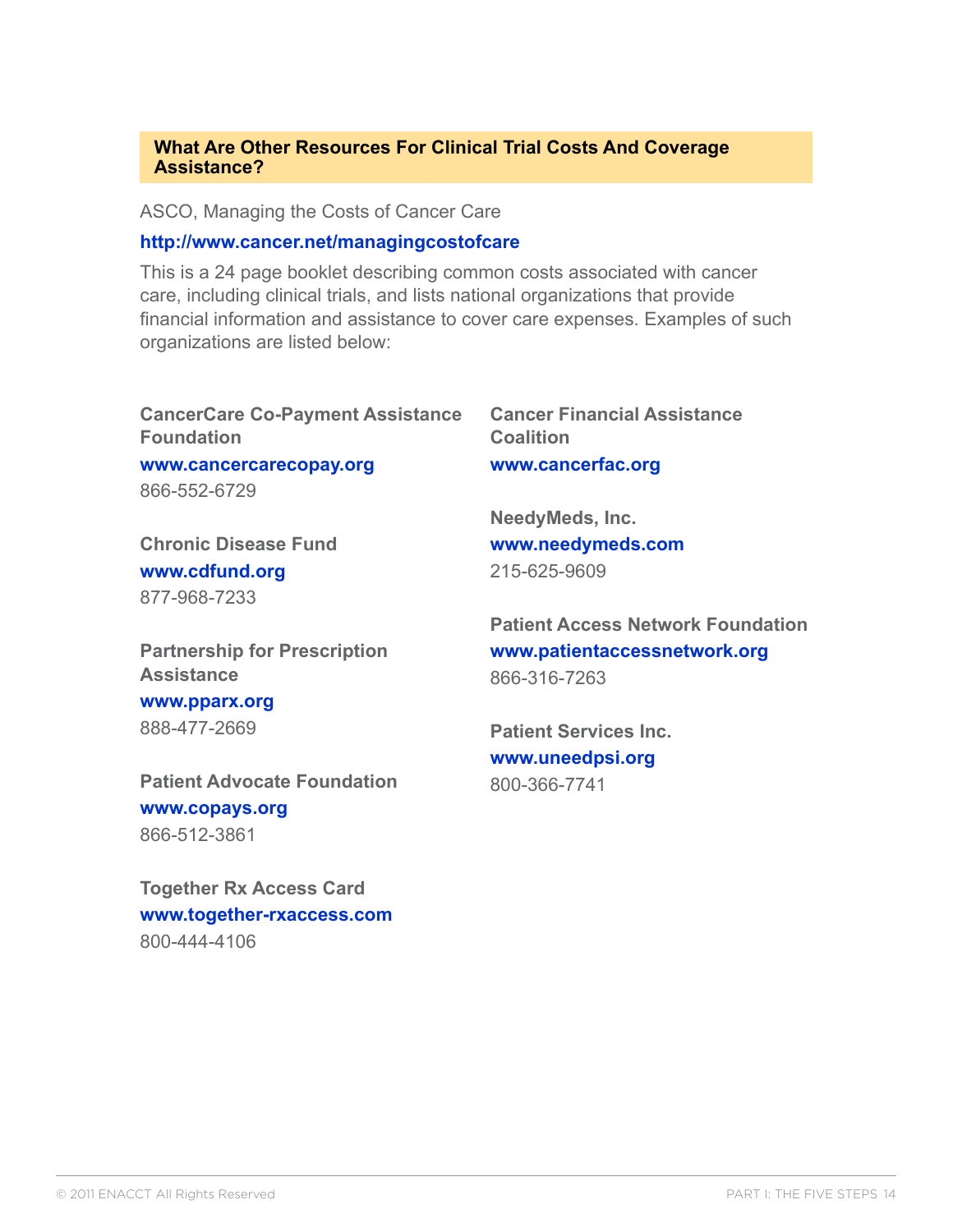## What Are Other Resources For Clinical Trial Costs And Coverage Assistance?

ASCO, Managing the Costs of Cancer Care

**http://www.cancer.net/managingcostofcare**

This is a 24 page booklet describing common costs associated with cancer care, including clinical trials, and lists national organizations that provide financial information and assistance to cover care expenses. Examples of such organizations are listed below:

**CancerCare Co-Payment Assistance Foundation**
**www.cancercarecopay.org**
866-552-6729

**Chronic Disease Fund**
**www.cdfund.org**
877-968-7233

**Partnership for Prescription Assistance**
**www.pparx.org**
888-477-2669

**Patient Advocate Foundation**
**www.copays.org**
866-512-3861

**Together Rx Access Card**
**www.together-rxaccess.com**
800-444-4106

**Cancer Financial Assistance Coalition**
**www.cancerfac.org**

**NeedyMeds, Inc.**
**www.needymeds.com**
215-625-9609

**Patient Access Network Foundation**
**www.patientaccessnetwork.org**
866-316-7263

**Patient Services Inc.**
**www.uneedpsi.org**
800-366-7741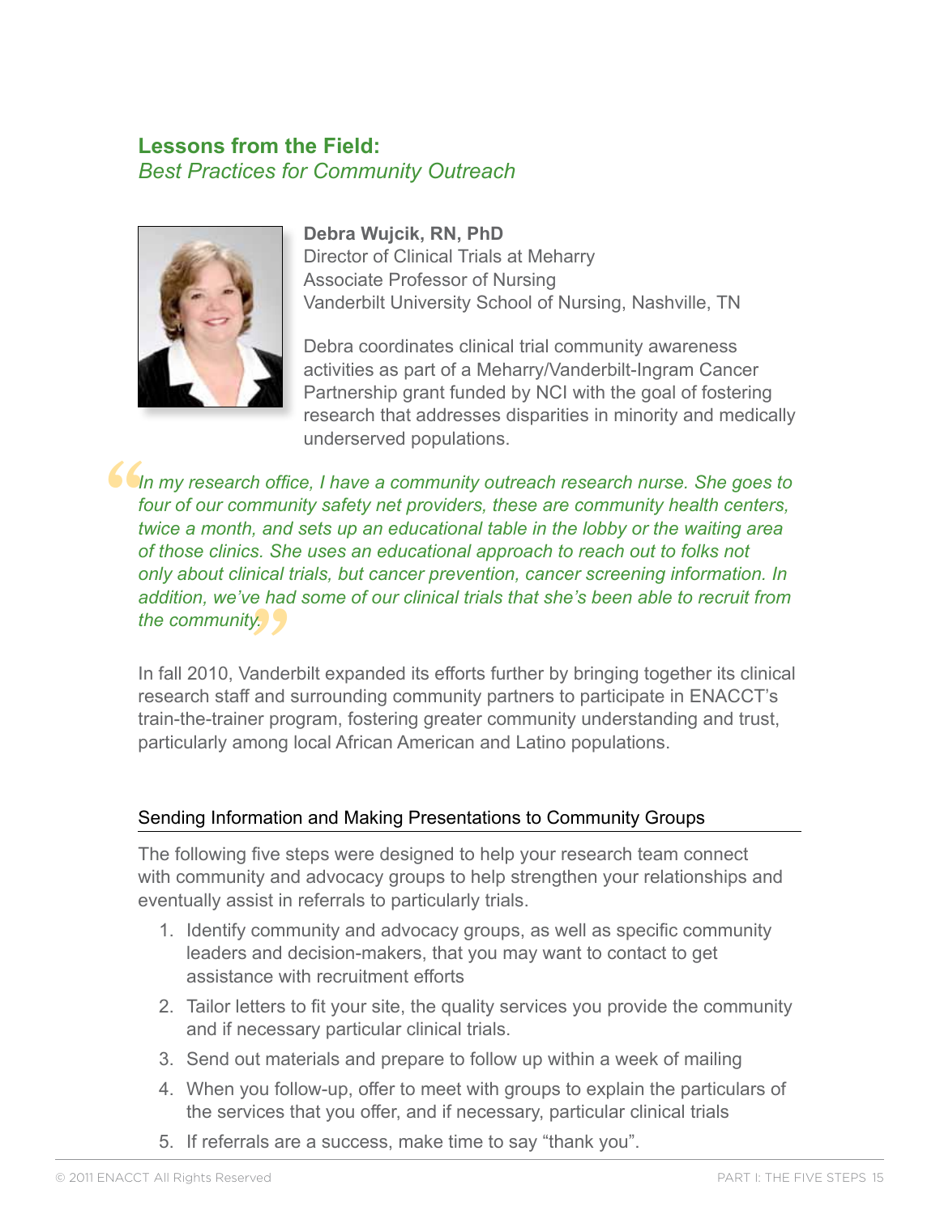## Lessons from the Field:

*Best Practices for Community Outreach*

**Debra Wujcik, RN, PhD**
Director of Clinical Trials at Meharry
Associate Professor of Nursing
Vanderbilt University School of Nursing, Nashville, TN

Debra coordinates clinical trial community awareness activities as part of a Meharry/Vanderbilt-Ingram Cancer Partnership grant funded by NCI with the goal of fostering research that addresses disparities in minority and medically underserved populations.

> *"In my research office, I have a community outreach research nurse. She goes to four of our community safety net providers, these are community health centers, twice a month, and sets up an educational table in the lobby or the waiting area of those clinics. She uses an educational approach to reach out to folks not only about clinical trials, but cancer prevention, cancer screening information. In addition, we've had some of our clinical trials that she's been able to recruit from the community."*

In fall 2010, Vanderbilt expanded its efforts further by bringing together its clinical research staff and surrounding community partners to participate in ENACCT's train-the-trainer program, fostering greater community understanding and trust, particularly among local African American and Latino populations.

### Sending Information and Making Presentations to Community Groups

The following five steps were designed to help your research team connect with community and advocacy groups to help strengthen your relationships and eventually assist in referrals to particularly trials.

1. Identify community and advocacy groups, as well as specific community leaders and decision-makers, that you may want to contact to get assistance with recruitment efforts
2. Tailor letters to fit your site, the quality services you provide the community and if necessary particular clinical trials.
3. Send out materials and prepare to follow up within a week of mailing
4. When you follow-up, offer to meet with groups to explain the particulars of the services that you offer, and if necessary, particular clinical trials
5. If referrals are a success, make time to say "thank you".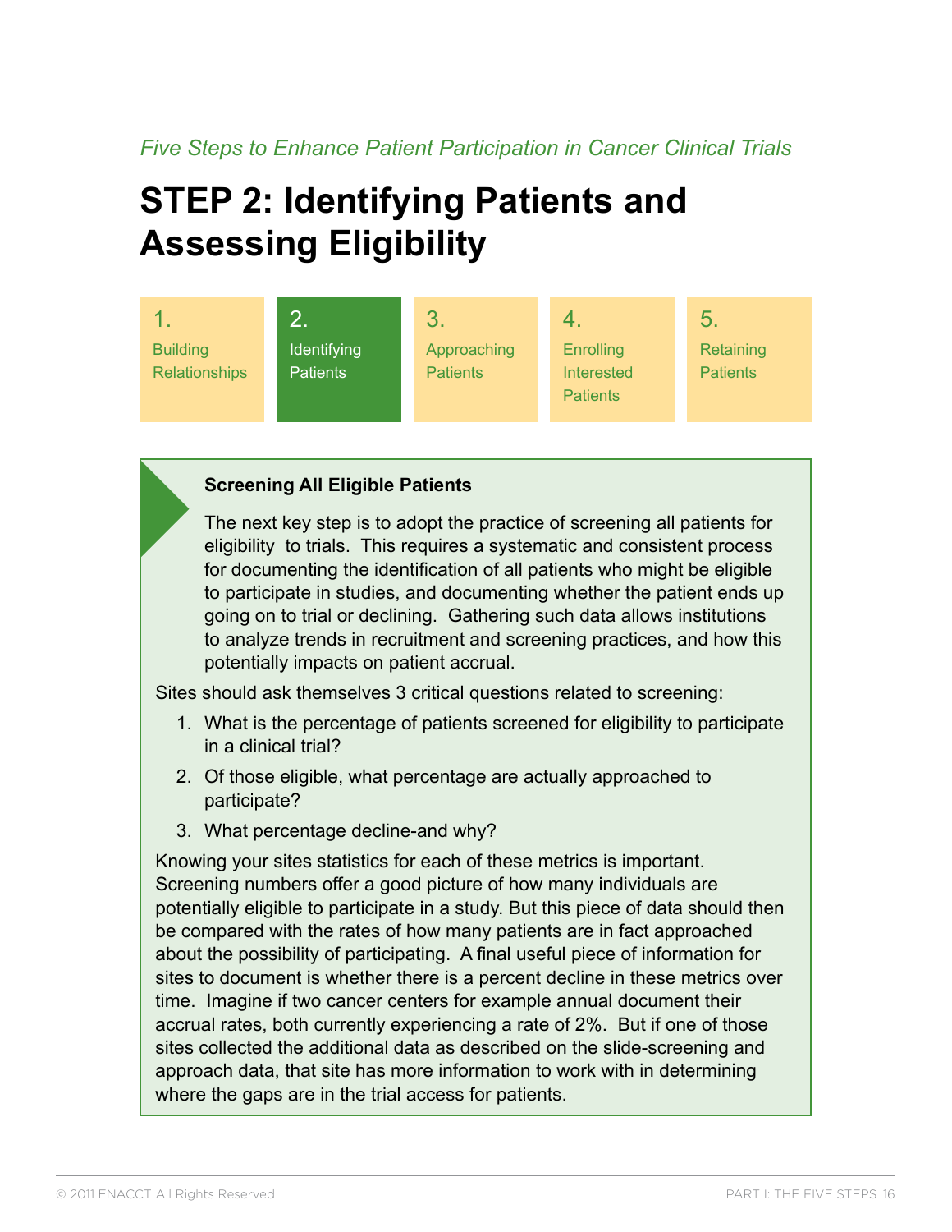*Five Steps to Enhance Patient Participation in Cancer Clinical Trials*

# STEP 2: Identifying Patients and Assessing Eligibility

| 1. Building Relationships | 2. Identifying Patients | 3. Approaching Patients | 4. Enrolling Interested Patients | 5. Retaining Patients |
|---|---|---|---|---|

### Screening All Eligible Patients

The next key step is to adopt the practice of screening all patients for eligibility  to trials.  This requires a systematic and consistent process for documenting the identification of all patients who might be eligible to participate in studies, and documenting whether the patient ends up going on to trial or declining.  Gathering such data allows institutions to analyze trends in recruitment and screening practices, and how this potentially impacts on patient accrual.

Sites should ask themselves 3 critical questions related to screening:

1. What is the percentage of patients screened for eligibility to participate in a clinical trial?
2. Of those eligible, what percentage are actually approached to participate?
3. What percentage decline-and why?

Knowing your sites statistics for each of these metrics is important. Screening numbers offer a good picture of how many individuals are potentially eligible to participate in a study. But this piece of data should then be compared with the rates of how many patients are in fact approached about the possibility of participating.  A final useful piece of information for sites to document is whether there is a percent decline in these metrics over time.  Imagine if two cancer centers for example annual document their accrual rates, both currently experiencing a rate of 2%.  But if one of those sites collected the additional data as described on the slide-screening and approach data, that site has more information to work with in determining where the gaps are in the trial access for patients.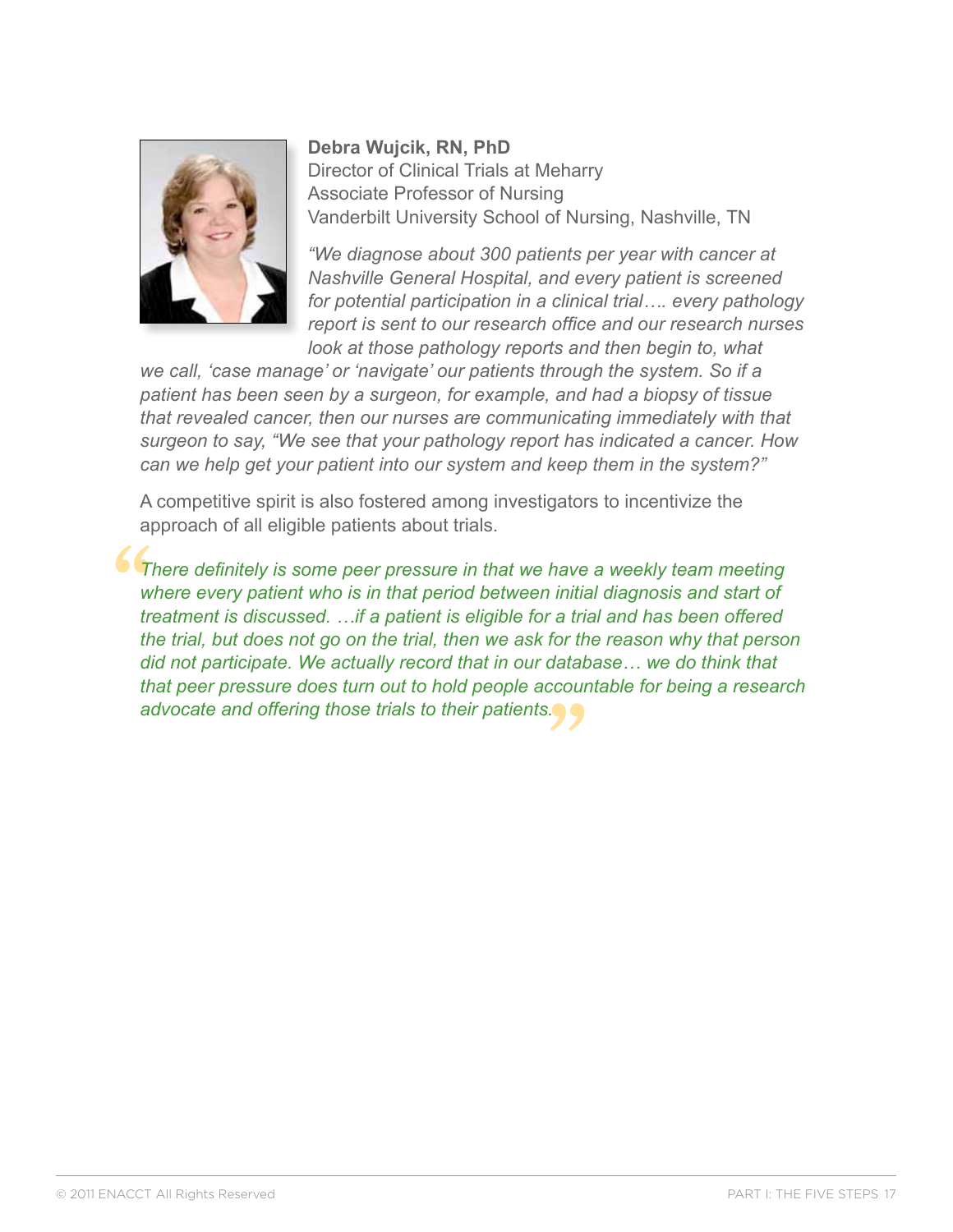**Debra Wujcik, RN, PhD**
Director of Clinical Trials at Meharry
Associate Professor of Nursing
Vanderbilt University School of Nursing, Nashville, TN

*"We diagnose about 300 patients per year with cancer at Nashville General Hospital, and every patient is screened for potential participation in a clinical trial…. every pathology report is sent to our research office and our research nurses look at those pathology reports and then begin to, what we call, 'case manage' or 'navigate' our patients through the system. So if a patient has been seen by a surgeon, for example, and had a biopsy of tissue that revealed cancer, then our nurses are communicating immediately with that surgeon to say, "We see that your pathology report has indicated a cancer. How can we help get your patient into our system and keep them in the system?"*

A competitive spirit is also fostered among investigators to incentivize the approach of all eligible patients about trials.

> *"There definitely is some peer pressure in that we have a weekly team meeting where every patient who is in that period between initial diagnosis and start of treatment is discussed. …if a patient is eligible for a trial and has been offered the trial, but does not go on the trial, then we ask for the reason why that person did not participate. We actually record that in our database… we do think that that peer pressure does turn out to hold people accountable for being a research advocate and offering those trials to their patients."*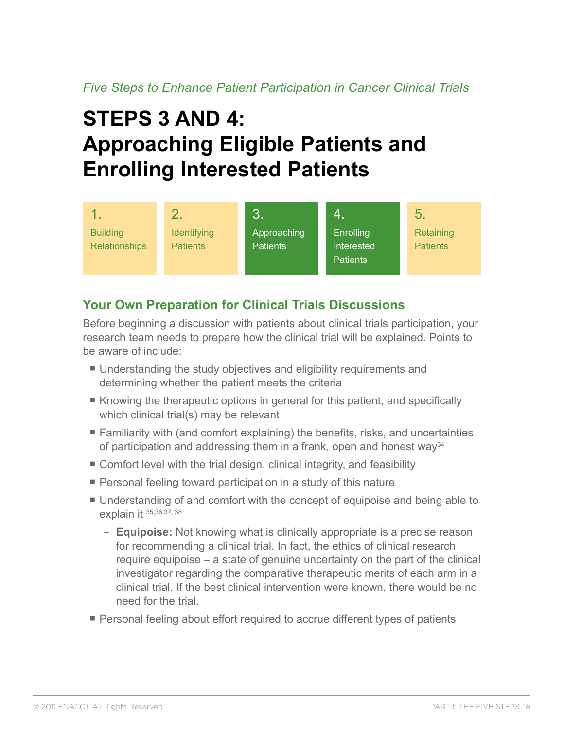*Five Steps to Enhance Patient Participation in Cancer Clinical Trials*

# STEPS 3 AND 4: Approaching Eligible Patients and Enrolling Interested Patients

| 1. Building Relationships | 2. Identifying Patients | 3. Approaching Patients | 4. Enrolling Interested Patients | 5. Retaining Patients |
|---|---|---|---|---|

## Your Own Preparation for Clinical Trials Discussions

Before beginning a discussion with patients about clinical trials participation, your research team needs to prepare how the clinical trial will be explained. Points to be aware of include:

- Understanding the study objectives and eligibility requirements and determining whether the patient meets the criteria
- Knowing the therapeutic options in general for this patient, and specifically which clinical trial(s) may be relevant
- Familiarity with (and comfort explaining) the benefits, risks, and uncertainties of participation and addressing them in a frank, open and honest way[34]
- Comfort level with the trial design, clinical integrity, and feasibility
- Personal feeling toward participation in a study of this nature
- Understanding of and comfort with the concept of equipoise and being able to explain it [35,36,37, 38]
  - **Equipoise:** Not knowing what is clinically appropriate is a precise reason for recommending a clinical trial. In fact, the ethics of clinical research require equipoise – a state of genuine uncertainty on the part of the clinical investigator regarding the comparative therapeutic merits of each arm in a clinical trial. If the best clinical intervention were known, there would be no need for the trial.
- Personal feeling about effort required to accrue different types of patients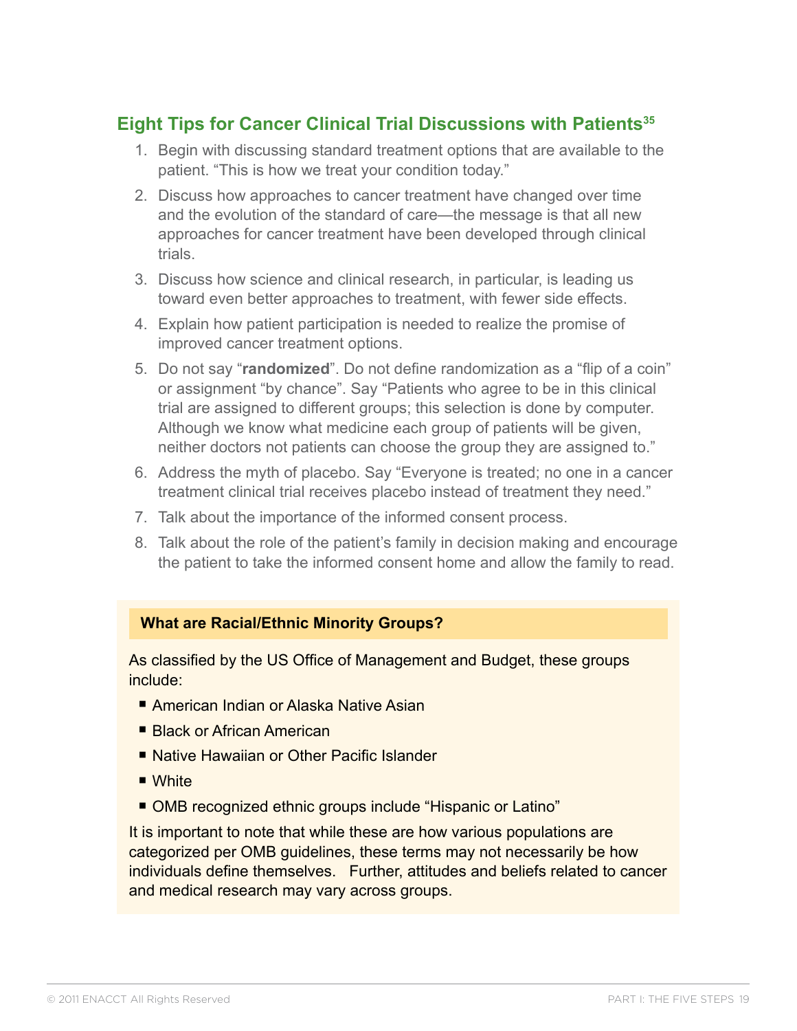## Eight Tips for Cancer Clinical Trial Discussions with Patients[35]

1. Begin with discussing standard treatment options that are available to the patient. “This is how we treat your condition today.”
2. Discuss how approaches to cancer treatment have changed over time and the evolution of the standard of care—the message is that all new approaches for cancer treatment have been developed through clinical trials.
3. Discuss how science and clinical research, in particular, is leading us toward even better approaches to treatment, with fewer side effects.
4. Explain how patient participation is needed to realize the promise of improved cancer treatment options.
5. Do not say “**randomized**”. Do not define randomization as a “flip of a coin” or assignment “by chance”. Say “Patients who agree to be in this clinical trial are assigned to different groups; this selection is done by computer. Although we know what medicine each group of patients will be given, neither doctors not patients can choose the group they are assigned to.”
6. Address the myth of placebo. Say “Everyone is treated; no one in a cancer treatment clinical trial receives placebo instead of treatment they need.”
7. Talk about the importance of the informed consent process.
8. Talk about the role of the patient’s family in decision making and encourage the patient to take the informed consent home and allow the family to read.

**What are Racial/Ethnic Minority Groups?**

As classified by the US Office of Management and Budget, these groups include:

- American Indian or Alaska Native Asian
- Black or African American
- Native Hawaiian or Other Pacific Islander
- White
- OMB recognized ethnic groups include “Hispanic or Latino”

It is important to note that while these are how various populations are categorized per OMB guidelines, these terms may not necessarily be how individuals define themselves. Further, attitudes and beliefs related to cancer and medical research may vary across groups.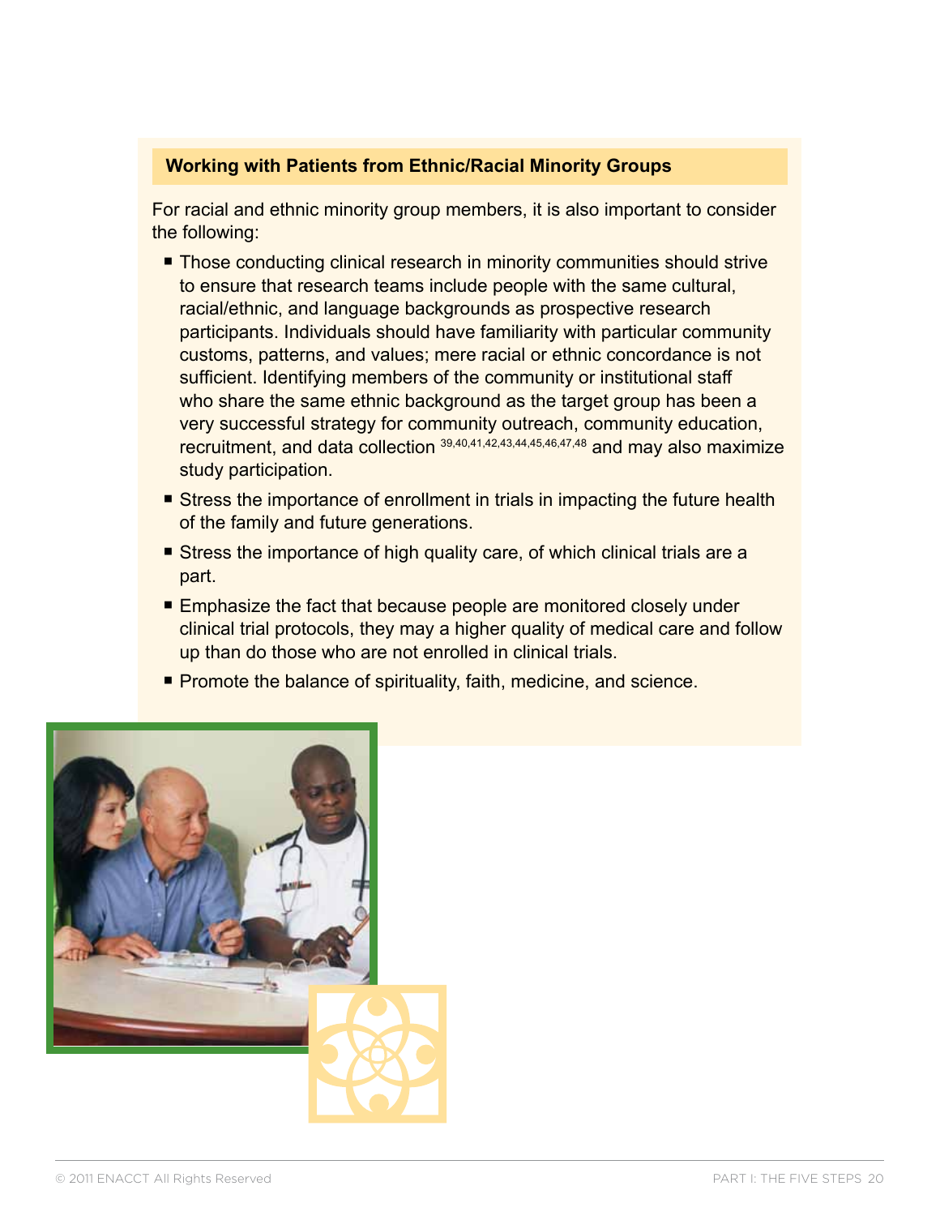### Working with Patients from Ethnic/Racial Minority Groups

For racial and ethnic minority group members, it is also important to consider the following:

- Those conducting clinical research in minority communities should strive to ensure that research teams include people with the same cultural, racial/ethnic, and language backgrounds as prospective research participants. Individuals should have familiarity with particular community customs, patterns, and values; mere racial or ethnic concordance is not sufficient. Identifying members of the community or institutional staff who share the same ethnic background as the target group has been a very successful strategy for community outreach, community education, recruitment, and data collection [39,40,41,42,43,44,45,46,47,48] and may also maximize study participation.
- Stress the importance of enrollment in trials in impacting the future health of the family and future generations.
- Stress the importance of high quality care, of which clinical trials are a part.
- Emphasize the fact that because people are monitored closely under clinical trial protocols, they may a higher quality of medical care and follow up than do those who are not enrolled in clinical trials.
- Promote the balance of spirituality, faith, medicine, and science.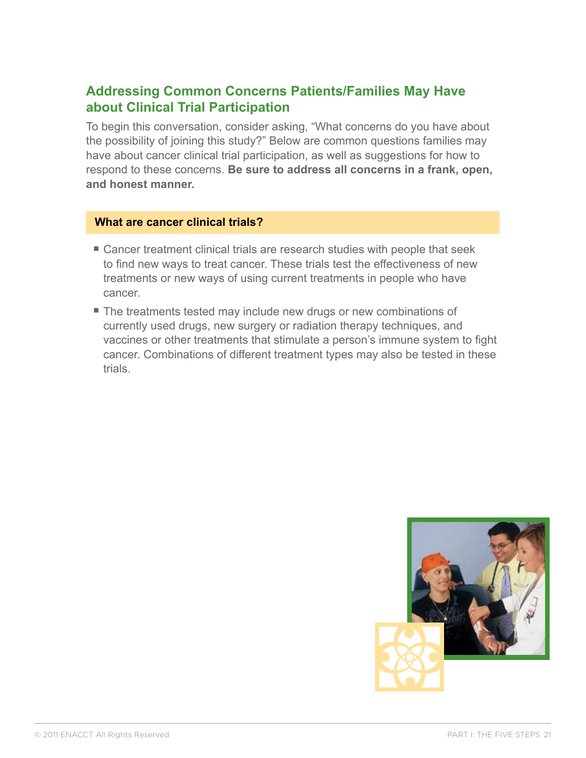## Addressing Common Concerns Patients/Families May Have about Clinical Trial Participation

To begin this conversation, consider asking, “What concerns do you have about the possibility of joining this study?” Below are common questions families may have about cancer clinical trial participation, as well as suggestions for how to respond to these concerns. **Be sure to address all concerns in a frank, open, and honest manner.**

### What are cancer clinical trials?

- Cancer treatment clinical trials are research studies with people that seek to find new ways to treat cancer. These trials test the effectiveness of new treatments or new ways of using current treatments in people who have cancer.
- The treatments tested may include new drugs or new combinations of currently used drugs, new surgery or radiation therapy techniques, and vaccines or other treatments that stimulate a person’s immune system to fight cancer. Combinations of different treatment types may also be tested in these trials.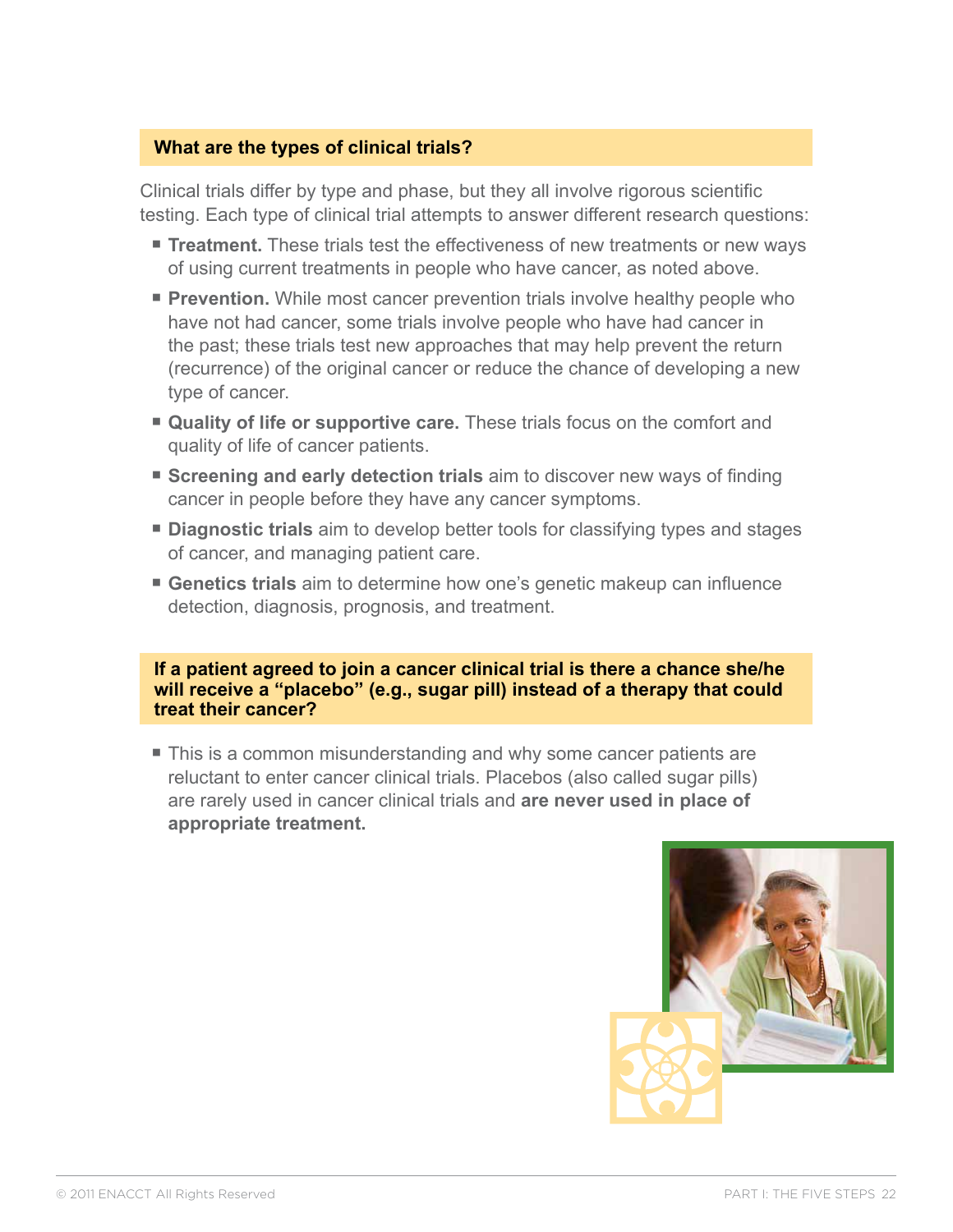### What are the types of clinical trials?

Clinical trials differ by type and phase, but they all involve rigorous scientific testing. Each type of clinical trial attempts to answer different research questions:

- **Treatment.** These trials test the effectiveness of new treatments or new ways of using current treatments in people who have cancer, as noted above.
- **Prevention.** While most cancer prevention trials involve healthy people who have not had cancer, some trials involve people who have had cancer in the past; these trials test new approaches that may help prevent the return (recurrence) of the original cancer or reduce the chance of developing a new type of cancer.
- **Quality of life or supportive care.** These trials focus on the comfort and quality of life of cancer patients.
- **Screening and early detection trials** aim to discover new ways of finding cancer in people before they have any cancer symptoms.
- **Diagnostic trials** aim to develop better tools for classifying types and stages of cancer, and managing patient care.
- **Genetics trials** aim to determine how one's genetic makeup can influence detection, diagnosis, prognosis, and treatment.

### If a patient agreed to join a cancer clinical trial is there a chance she/he will receive a "placebo" (e.g., sugar pill) instead of a therapy that could treat their cancer?

- This is a common misunderstanding and why some cancer patients are reluctant to enter cancer clinical trials. Placebos (also called sugar pills) are rarely used in cancer clinical trials and **are never used in place of appropriate treatment.**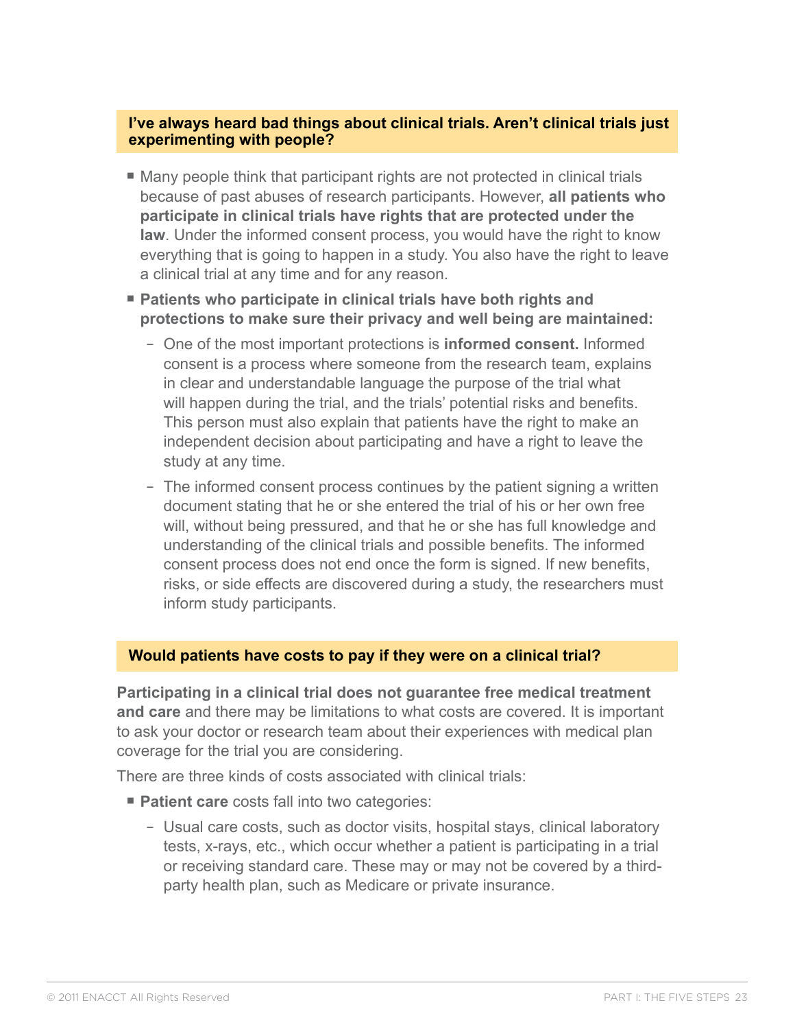### I've always heard bad things about clinical trials. Aren't clinical trials just experimenting with people?

- Many people think that participant rights are not protected in clinical trials because of past abuses of research participants. However, **all patients who participate in clinical trials have rights that are protected under the law**. Under the informed consent process, you would have the right to know everything that is going to happen in a study. You also have the right to leave a clinical trial at any time and for any reason.
- **Patients who participate in clinical trials have both rights and protections to make sure their privacy and well being are maintained:**
  - One of the most important protections is **informed consent.** Informed consent is a process where someone from the research team, explains in clear and understandable language the purpose of the trial what will happen during the trial, and the trials' potential risks and benefits. This person must also explain that patients have the right to make an independent decision about participating and have a right to leave the study at any time.
  - The informed consent process continues by the patient signing a written document stating that he or she entered the trial of his or her own free will, without being pressured, and that he or she has full knowledge and understanding of the clinical trials and possible benefits. The informed consent process does not end once the form is signed. If new benefits, risks, or side effects are discovered during a study, the researchers must inform study participants.

### Would patients have costs to pay if they were on a clinical trial?

**Participating in a clinical trial does not guarantee free medical treatment and care** and there may be limitations to what costs are covered. It is important to ask your doctor or research team about their experiences with medical plan coverage for the trial you are considering.

There are three kinds of costs associated with clinical trials:

- **Patient care** costs fall into two categories:
  - Usual care costs, such as doctor visits, hospital stays, clinical laboratory tests, x-rays, etc., which occur whether a patient is participating in a trial or receiving standard care. These may or may not be covered by a third-party health plan, such as Medicare or private insurance.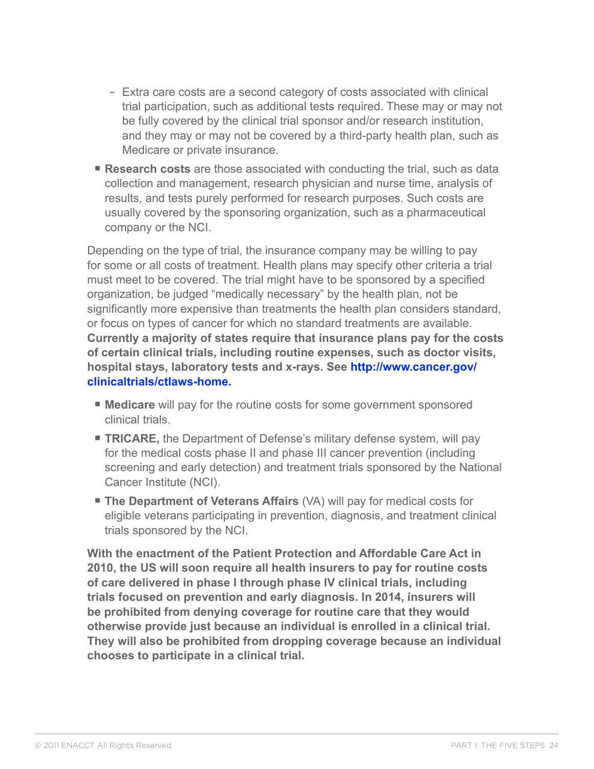- Extra care costs are a second category of costs associated with clinical trial participation, such as additional tests required. These may or may not be fully covered by the clinical trial sponsor and/or research institution, and they may or may not be covered by a third-party health plan, such as Medicare or private insurance.
- **Research costs** are those associated with conducting the trial, such as data collection and management, research physician and nurse time, analysis of results, and tests purely performed for research purposes. Such costs are usually covered by the sponsoring organization, such as a pharmaceutical company or the NCI.

Depending on the type of trial, the insurance company may be willing to pay for some or all costs of treatment. Health plans may specify other criteria a trial must meet to be covered. The trial might have to be sponsored by a specified organization, be judged "medically necessary" by the health plan, not be significantly more expensive than treatments the health plan considers standard, or focus on types of cancer for which no standard treatments are available. **Currently a majority of states require that insurance plans pay for the costs of certain clinical trials, including routine expenses, such as doctor visits, hospital stays, laboratory tests and x-rays. See http://www.cancer.gov/clinicaltrials/ctlaws-home.**

- **Medicare** will pay for the routine costs for some government sponsored clinical trials.
- **TRICARE,** the Department of Defense's military defense system, will pay for the medical costs phase II and phase III cancer prevention (including screening and early detection) and treatment trials sponsored by the National Cancer Institute (NCI).
- **The Department of Veterans Affairs** (VA) will pay for medical costs for eligible veterans participating in prevention, diagnosis, and treatment clinical trials sponsored by the NCI.

**With the enactment of the Patient Protection and Affordable Care Act in 2010, the US will soon require all health insurers to pay for routine costs of care delivered in phase I through phase IV clinical trials, including trials focused on prevention and early diagnosis. In 2014, insurers will be prohibited from denying coverage for routine care that they would otherwise provide just because an individual is enrolled in a clinical trial. They will also be prohibited from dropping coverage because an individual chooses to participate in a clinical trial.**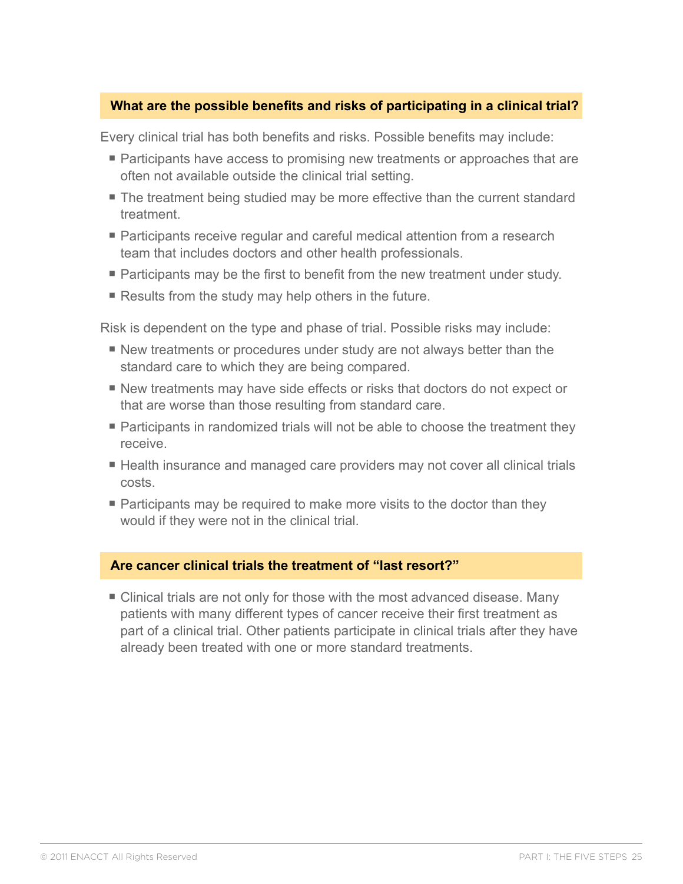### What are the possible benefits and risks of participating in a clinical trial?

Every clinical trial has both benefits and risks. Possible benefits may include:

- Participants have access to promising new treatments or approaches that are often not available outside the clinical trial setting.
- The treatment being studied may be more effective than the current standard treatment.
- Participants receive regular and careful medical attention from a research team that includes doctors and other health professionals.
- Participants may be the first to benefit from the new treatment under study.
- Results from the study may help others in the future.

Risk is dependent on the type and phase of trial. Possible risks may include:

- New treatments or procedures under study are not always better than the standard care to which they are being compared.
- New treatments may have side effects or risks that doctors do not expect or that are worse than those resulting from standard care.
- Participants in randomized trials will not be able to choose the treatment they receive.
- Health insurance and managed care providers may not cover all clinical trials costs.
- Participants may be required to make more visits to the doctor than they would if they were not in the clinical trial.

### Are cancer clinical trials the treatment of "last resort?"

- Clinical trials are not only for those with the most advanced disease. Many patients with many different types of cancer receive their first treatment as part of a clinical trial. Other patients participate in clinical trials after they have already been treated with one or more standard treatments.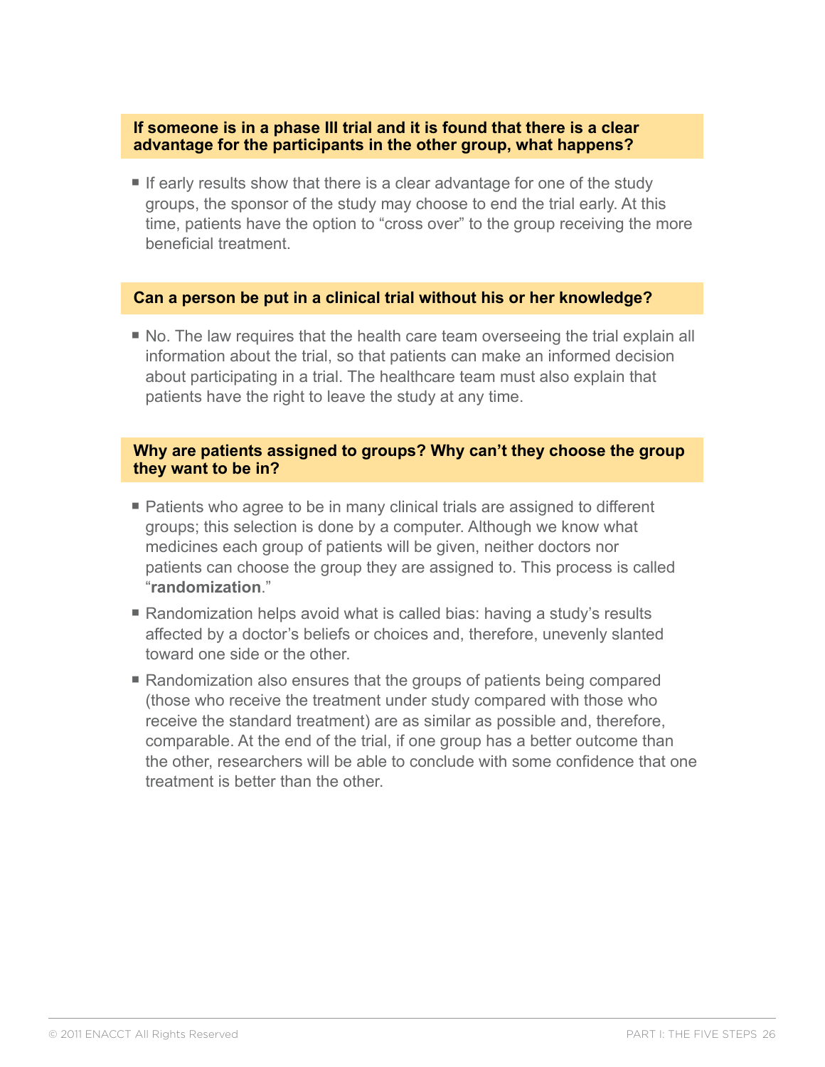### If someone is in a phase III trial and it is found that there is a clear advantage for the participants in the other group, what happens?

- If early results show that there is a clear advantage for one of the study groups, the sponsor of the study may choose to end the trial early. At this time, patients have the option to “cross over” to the group receiving the more beneficial treatment.

### Can a person be put in a clinical trial without his or her knowledge?

- No. The law requires that the health care team overseeing the trial explain all information about the trial, so that patients can make an informed decision about participating in a trial. The healthcare team must also explain that patients have the right to leave the study at any time.

### Why are patients assigned to groups? Why can’t they choose the group they want to be in?

- Patients who agree to be in many clinical trials are assigned to different groups; this selection is done by a computer. Although we know what medicines each group of patients will be given, neither doctors nor patients can choose the group they are assigned to. This process is called “**randomization**.”
- Randomization helps avoid what is called bias: having a study’s results affected by a doctor’s beliefs or choices and, therefore, unevenly slanted toward one side or the other.
- Randomization also ensures that the groups of patients being compared (those who receive the treatment under study compared with those who receive the standard treatment) are as similar as possible and, therefore, comparable. At the end of the trial, if one group has a better outcome than the other, researchers will be able to conclude with some confidence that one treatment is better than the other.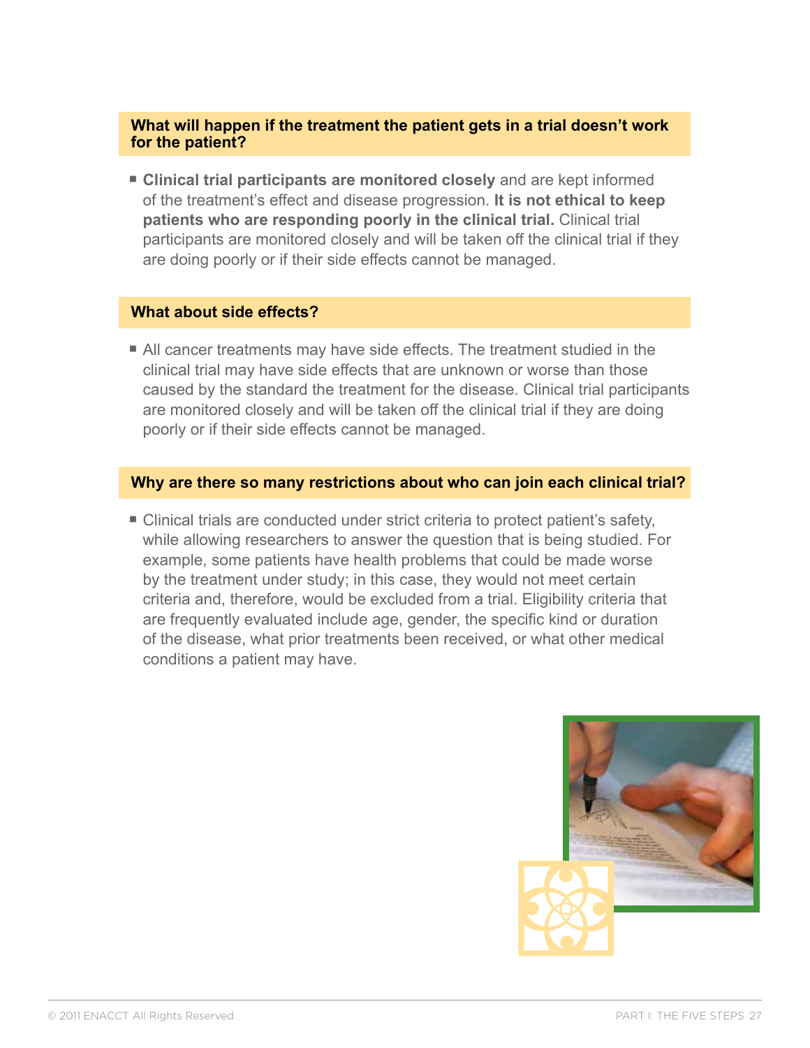### What will happen if the treatment the patient gets in a trial doesn't work for the patient?

- **Clinical trial participants are monitored closely** and are kept informed of the treatment's effect and disease progression. **It is not ethical to keep patients who are responding poorly in the clinical trial.** Clinical trial participants are monitored closely and will be taken off the clinical trial if they are doing poorly or if their side effects cannot be managed.

### What about side effects?

- All cancer treatments may have side effects. The treatment studied in the clinical trial may have side effects that are unknown or worse than those caused by the standard the treatment for the disease. Clinical trial participants are monitored closely and will be taken off the clinical trial if they are doing poorly or if their side effects cannot be managed.

### Why are there so many restrictions about who can join each clinical trial?

- Clinical trials are conducted under strict criteria to protect patient's safety, while allowing researchers to answer the question that is being studied. For example, some patients have health problems that could be made worse by the treatment under study; in this case, they would not meet certain criteria and, therefore, would be excluded from a trial. Eligibility criteria that are frequently evaluated include age, gender, the specific kind or duration of the disease, what prior treatments been received, or what other medical conditions a patient may have.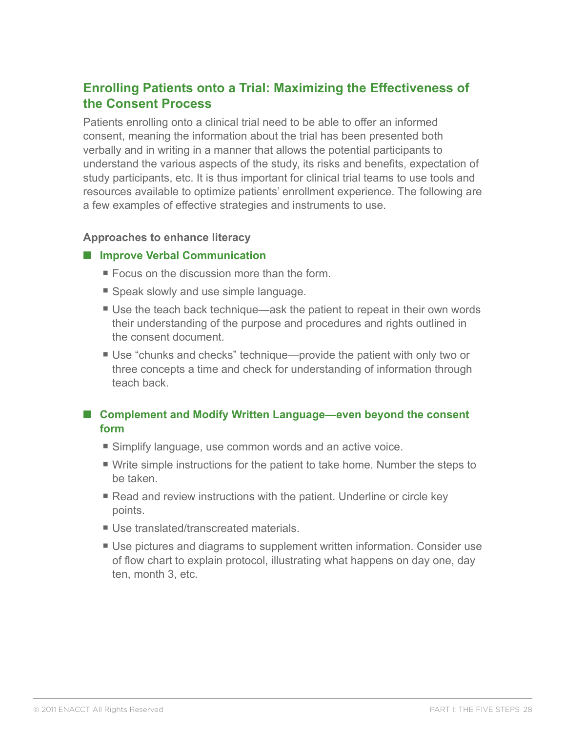## Enrolling Patients onto a Trial: Maximizing the Effectiveness of the Consent Process

Patients enrolling onto a clinical trial need to be able to offer an informed consent, meaning the information about the trial has been presented both verbally and in writing in a manner that allows the potential participants to understand the various aspects of the study, its risks and benefits, expectation of study participants, etc. It is thus important for clinical trial teams to use tools and resources available to optimize patients' enrollment experience. The following are a few examples of effective strategies and instruments to use.

**Approaches to enhance literacy**

- **Improve Verbal Communication**
  - Focus on the discussion more than the form.
  - Speak slowly and use simple language.
  - Use the teach back technique—ask the patient to repeat in their own words their understanding of the purpose and procedures and rights outlined in the consent document.
  - Use "chunks and checks" technique—provide the patient with only two or three concepts a time and check for understanding of information through teach back.

- **Complement and Modify Written Language—even beyond the consent form**
  - Simplify language, use common words and an active voice.
  - Write simple instructions for the patient to take home. Number the steps to be taken.
  - Read and review instructions with the patient. Underline or circle key points.
  - Use translated/transcreated materials.
  - Use pictures and diagrams to supplement written information. Consider use of flow chart to explain protocol, illustrating what happens on day one, day ten, month 3, etc.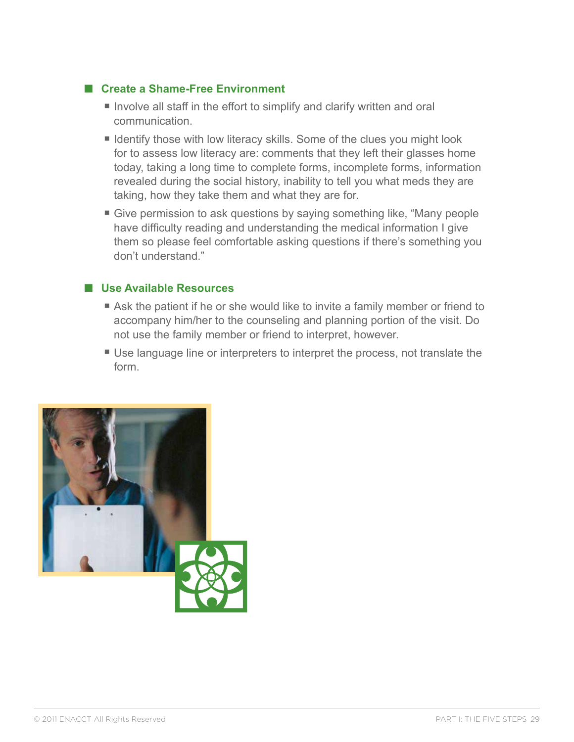## Create a Shame-Free Environment

- Involve all staff in the effort to simplify and clarify written and oral communication.
- Identify those with low literacy skills. Some of the clues you might look for to assess low literacy are: comments that they left their glasses home today, taking a long time to complete forms, incomplete forms, information revealed during the social history, inability to tell you what meds they are taking, how they take them and what they are for.
- Give permission to ask questions by saying something like, "Many people have difficulty reading and understanding the medical information I give them so please feel comfortable asking questions if there's something you don't understand."

## Use Available Resources

- Ask the patient if he or she would like to invite a family member or friend to accompany him/her to the counseling and planning portion of the visit. Do not use the family member or friend to interpret, however.
- Use language line or interpreters to interpret the process, not translate the form.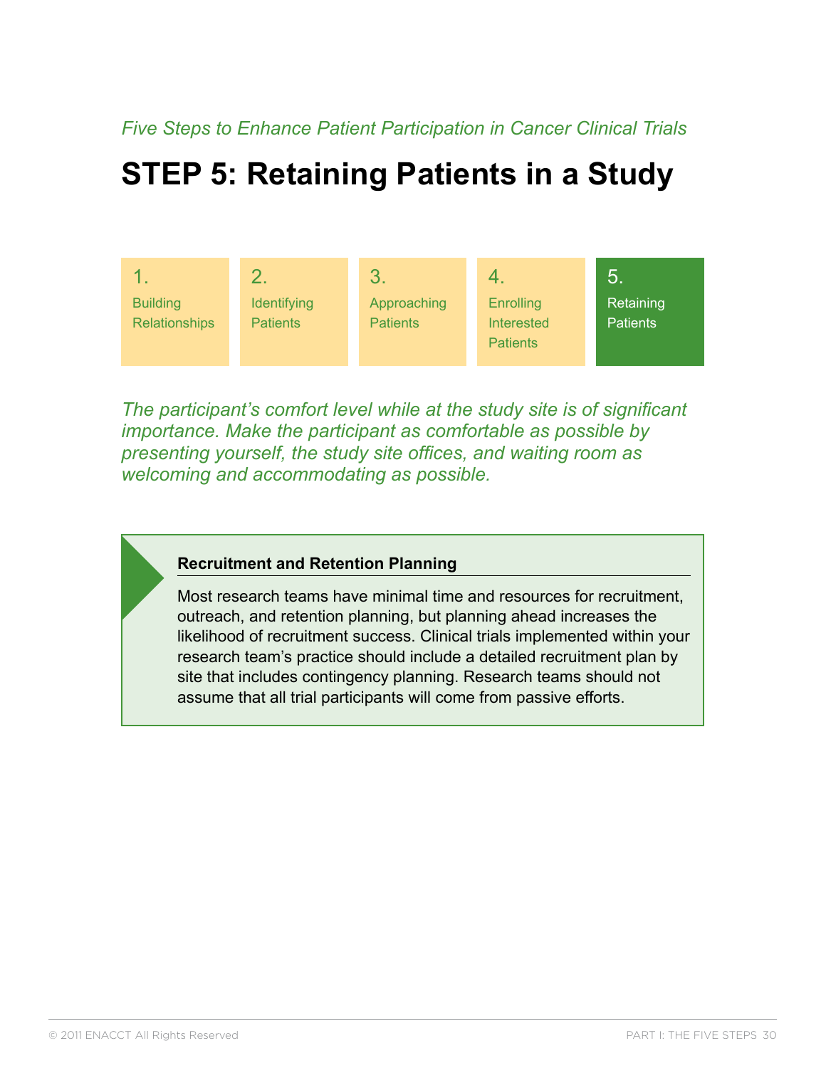*Five Steps to Enhance Patient Participation in Cancer Clinical Trials*

# STEP 5: Retaining Patients in a Study

| 1. Building Relationships | 2. Identifying Patients | 3. Approaching Patients | 4. Enrolling Interested Patients | 5. Retaining Patients |
|---|---|---|---|---|

*The participant's comfort level while at the study site is of significant importance. Make the participant as comfortable as possible by presenting yourself, the study site offices, and waiting room as welcoming and accommodating as possible.*

**Recruitment and Retention Planning**

Most research teams have minimal time and resources for recruitment, outreach, and retention planning, but planning ahead increases the likelihood of recruitment success. Clinical trials implemented within your research team's practice should include a detailed recruitment plan by site that includes contingency planning. Research teams should not assume that all trial participants will come from passive efforts.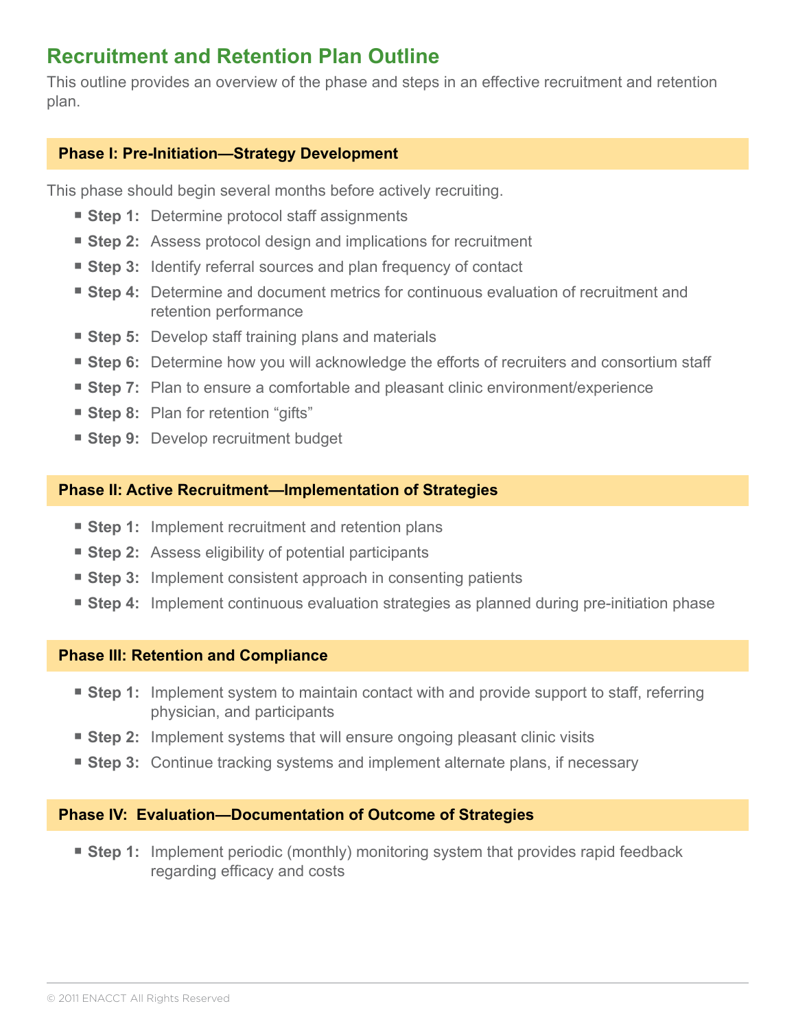# Recruitment and Retention Plan Outline

This outline provides an overview of the phase and steps in an effective recruitment and retention plan.

### Phase I: Pre-Initiation—Strategy Development

This phase should begin several months before actively recruiting.

- **Step 1:** Determine protocol staff assignments
- **Step 2:** Assess protocol design and implications for recruitment
- **Step 3:** Identify referral sources and plan frequency of contact
- **Step 4:** Determine and document metrics for continuous evaluation of recruitment and retention performance
- **Step 5:** Develop staff training plans and materials
- **Step 6:** Determine how you will acknowledge the efforts of recruiters and consortium staff
- **Step 7:** Plan to ensure a comfortable and pleasant clinic environment/experience
- **Step 8:** Plan for retention "gifts"
- **Step 9:** Develop recruitment budget

### Phase II: Active Recruitment—Implementation of Strategies

- **Step 1:** Implement recruitment and retention plans
- **Step 2:** Assess eligibility of potential participants
- **Step 3:** Implement consistent approach in consenting patients
- **Step 4:** Implement continuous evaluation strategies as planned during pre-initiation phase

### Phase III: Retention and Compliance

- **Step 1:** Implement system to maintain contact with and provide support to staff, referring physician, and participants
- **Step 2:** Implement systems that will ensure ongoing pleasant clinic visits
- **Step 3:** Continue tracking systems and implement alternate plans, if necessary

### Phase IV: Evaluation—Documentation of Outcome of Strategies

- **Step 1:** Implement periodic (monthly) monitoring system that provides rapid feedback regarding efficacy and costs

© 2011 ENACCT All Rights Reserved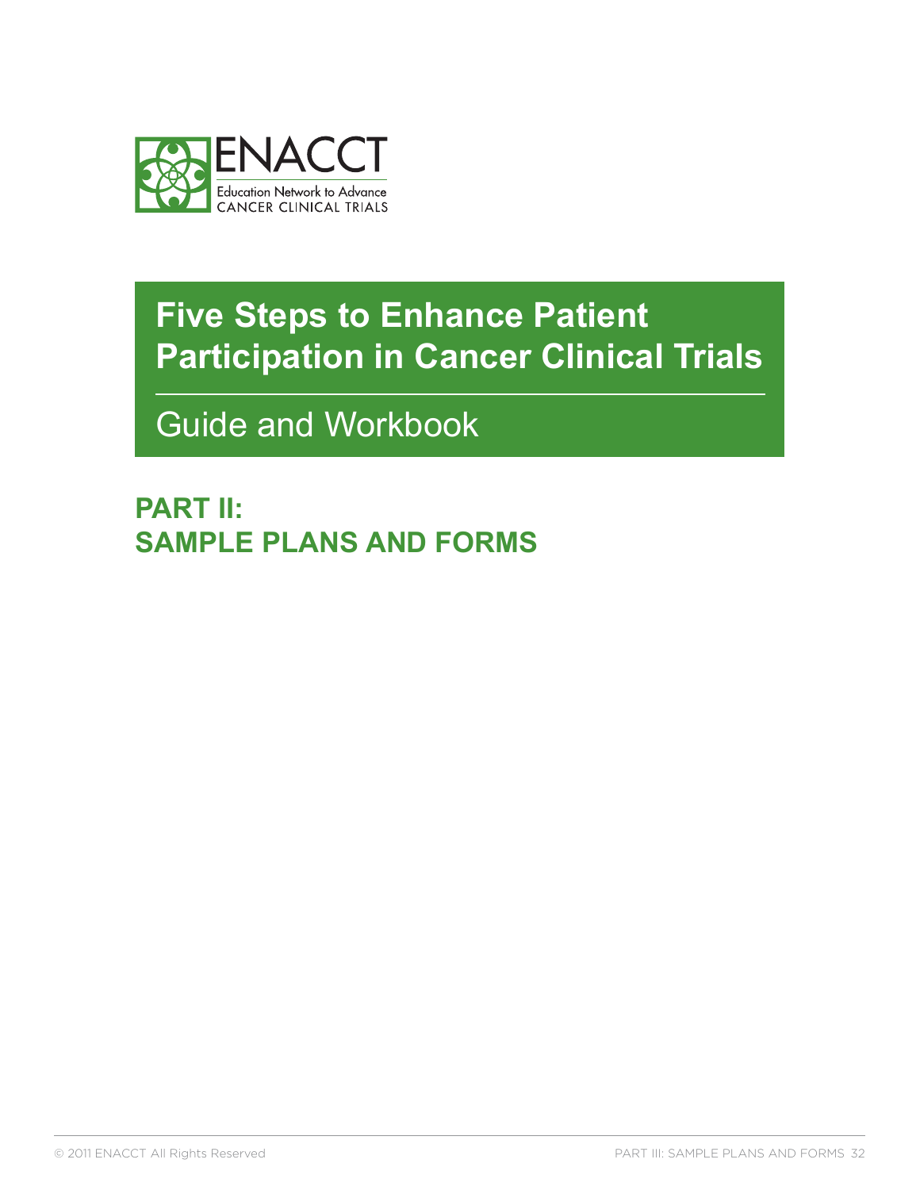ENACCT

Education Network to Advance CANCER CLINICAL TRIALS

# Five Steps to Enhance Patient Participation in Cancer Clinical Trials

## Guide and Workbook

## PART II: SAMPLE PLANS AND FORMS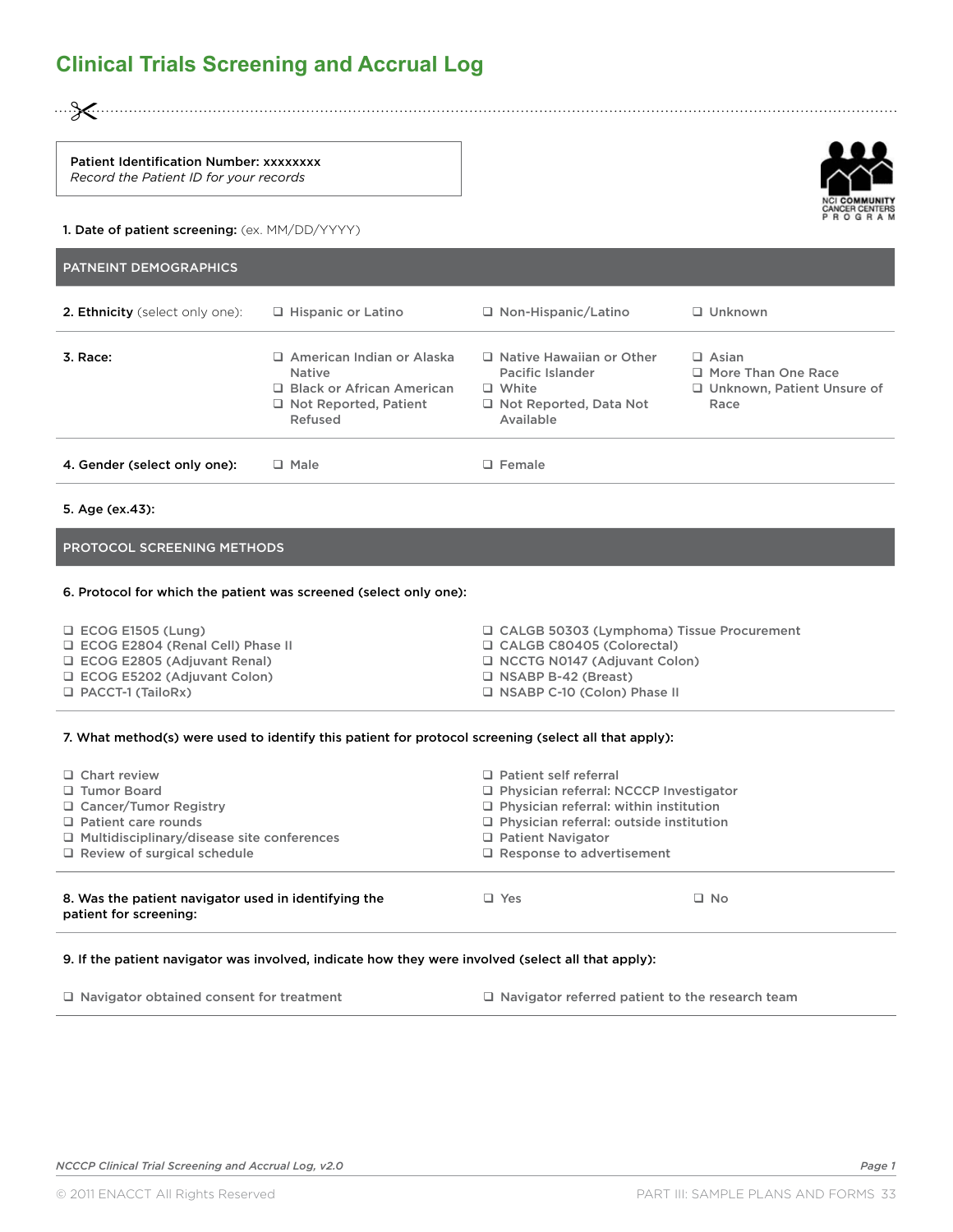# Clinical Trials Screening and Accrual Log

**Patient Identification Number:** xxxxxxxx
*Record the Patient ID for your records*

NCI COMMUNITY CANCER CENTERS PROGRAM

**1. Date of patient screening:** (ex. MM/DD/YYYY)

## PATNEINT DEMOGRAPHICS

**2. Ethnicity** (select only one):

- ❑ Hispanic or Latino
- ❑ Non-Hispanic/Latino
- ❑ Unknown

**3. Race:**

- ❑ American Indian or Alaska Native
- ❑ Black or African American
- ❑ Not Reported, Patient Refused
- ❑ Native Hawaiian or Other Pacific Islander
- ❑ White
- ❑ Not Reported, Data Not Available
- ❑ Asian
- ❑ More Than One Race
- ❑ Unknown, Patient Unsure of Race

**4. Gender (select only one):**

- ❑ Male
- ❑ Female

**5. Age (ex.43):**

## PROTOCOL SCREENING METHODS

**6. Protocol for which the patient was screened (select only one):**

- ❑ ECOG E1505 (Lung)
- ❑ ECOG E2804 (Renal Cell) Phase II
- ❑ ECOG E2805 (Adjuvant Renal)
- ❑ ECOG E5202 (Adjuvant Colon)
- ❑ PACCT-1 (TailoRx)
- ❑ CALGB 50303 (Lymphoma) Tissue Procurement
- ❑ CALGB C80405 (Colorectal)
- ❑ NCCTG N0147 (Adjuvant Colon)
- ❑ NSABP B-42 (Breast)
- ❑ NSABP C-10 (Colon) Phase II

**7. What method(s) were used to identify this patient for protocol screening (select all that apply):**

- ❑ Chart review
- ❑ Tumor Board
- ❑ Cancer/Tumor Registry
- ❑ Patient care rounds
- ❑ Multidisciplinary/disease site conferences
- ❑ Review of surgical schedule
- ❑ Patient self referral
- ❑ Physician referral: NCCCP Investigator
- ❑ Physician referral: within institution
- ❑ Physician referral: outside institution
- ❑ Patient Navigator
- ❑ Response to advertisement

**8. Was the patient navigator used in identifying the patient for screening:**

- ❑ Yes
- ❑ No

**9. If the patient navigator was involved, indicate how they were involved (select all that apply):**

- ❑ Navigator obtained consent for treatment
- ❑ Navigator referred patient to the research team

*NCCCP Clinical Trial Screening and Accrual Log, v2.0* — *Page 1*

© 2011 ENACCT All Rights Reserved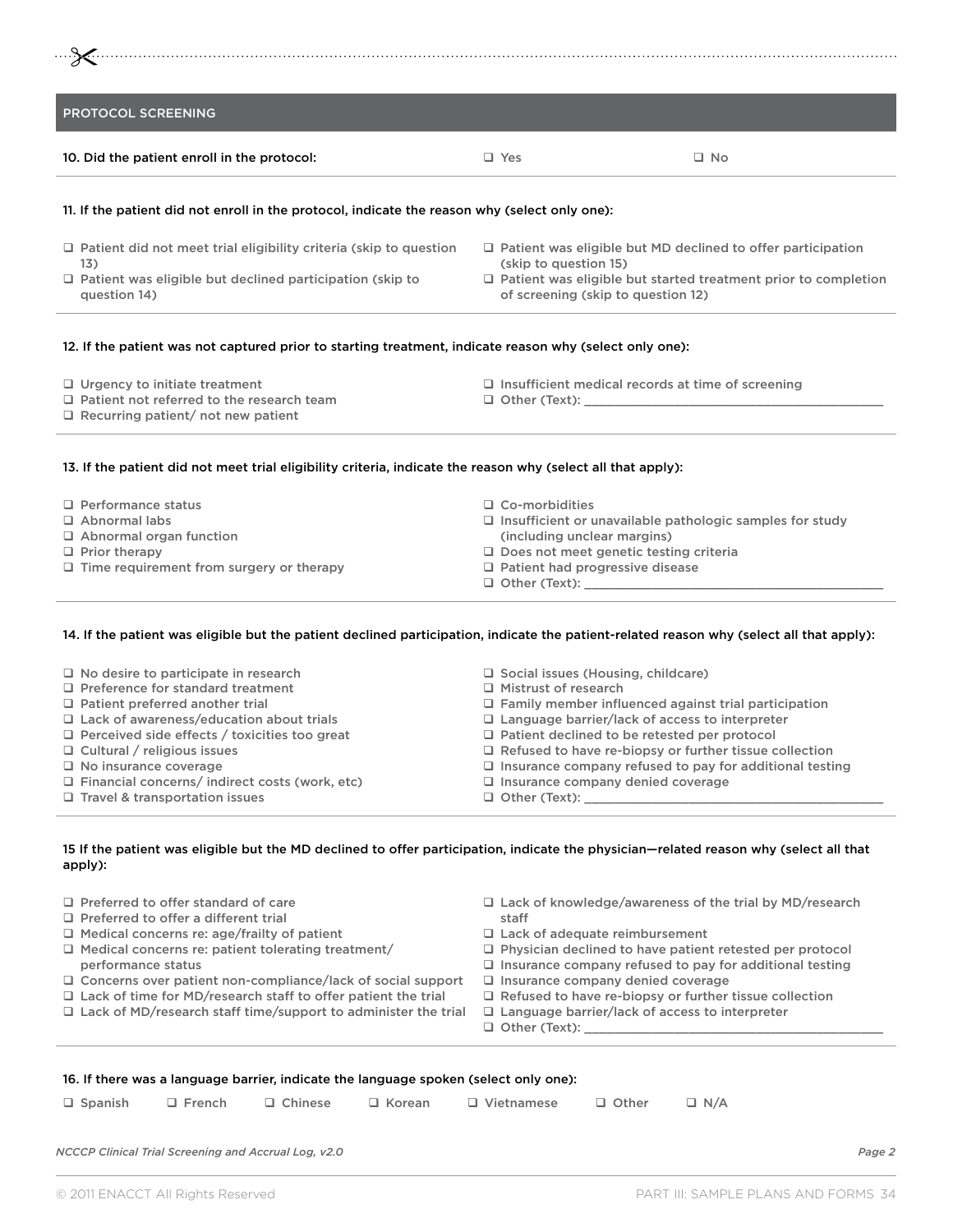## PROTOCOL SCREENING

**10. Did the patient enroll in the protocol:** ❑ Yes ❑ No

**11. If the patient did not enroll in the protocol, indicate the reason why (select only one):**

- ❑ Patient did not meet trial eligibility criteria (skip to question 13)
- ❑ Patient was eligible but declined participation (skip to question 14)
- ❑ Patient was eligible but MD declined to offer participation (skip to question 15)
- ❑ Patient was eligible but started treatment prior to completion of screening (skip to question 12)

**12. If the patient was not captured prior to starting treatment, indicate reason why (select only one):**

- ❑ Urgency to initiate treatment
- ❑ Patient not referred to the research team
- ❑ Recurring patient/ not new patient
- ❑ Insufficient medical records at time of screening
- ❑ Other (Text): ________________________________________

**13. If the patient did not meet trial eligibility criteria, indicate the reason why (select all that apply):**

- ❑ Performance status
- ❑ Abnormal labs
- ❑ Abnormal organ function
- ❑ Prior therapy
- ❑ Time requirement from surgery or therapy
- ❑ Co-morbidities
- ❑ Insufficient or unavailable pathologic samples for study (including unclear margins)
- ❑ Does not meet genetic testing criteria
- ❑ Patient had progressive disease
- ❑ Other (Text): ________________________________________

**14. If the patient was eligible but the patient declined participation, indicate the patient-related reason why (select all that apply):**

- ❑ No desire to participate in research
- ❑ Preference for standard treatment
- ❑ Patient preferred another trial
- ❑ Lack of awareness/education about trials
- ❑ Perceived side effects / toxicities too great
- ❑ Cultural / religious issues
- ❑ No insurance coverage
- ❑ Financial concerns/ indirect costs (work, etc)
- ❑ Travel & transportation issues
- ❑ Social issues (Housing, childcare)
- ❑ Mistrust of research
- ❑ Family member influenced against trial participation
- ❑ Language barrier/lack of access to interpreter
- ❑ Patient declined to be retested per protocol
- ❑ Refused to have re-biopsy or further tissue collection
- ❑ Insurance company refused to pay for additional testing
- ❑ Insurance company denied coverage
- ❑ Other (Text): ________________________________________

**15 If the patient was eligible but the MD declined to offer participation, indicate the physician—related reason why (select all that apply):**

- ❑ Preferred to offer standard of care
- ❑ Preferred to offer a different trial
- ❑ Medical concerns re: age/frailty of patient
- ❑ Medical concerns re: patient tolerating treatment/ performance status
- ❑ Concerns over patient non-compliance/lack of social support
- ❑ Lack of time for MD/research staff to offer patient the trial
- ❑ Lack of MD/research staff time/support to administer the trial
- ❑ Lack of knowledge/awareness of the trial by MD/research staff
- ❑ Lack of adequate reimbursement
- ❑ Physician declined to have patient retested per protocol
- ❑ Insurance company refused to pay for additional testing
- ❑ Insurance company denied coverage
- ❑ Refused to have re-biopsy or further tissue collection
- ❑ Language barrier/lack of access to interpreter
- ❑ Other (Text): ________________________________________

**16. If there was a language barrier, indicate the language spoken (select only one):**

❑ Spanish ❑ French ❑ Chinese ❑ Korean ❑ Vietnamese ❑ Other ❑ N/A

*NCCCP Clinical Trial Screening and Accrual Log, v2.0*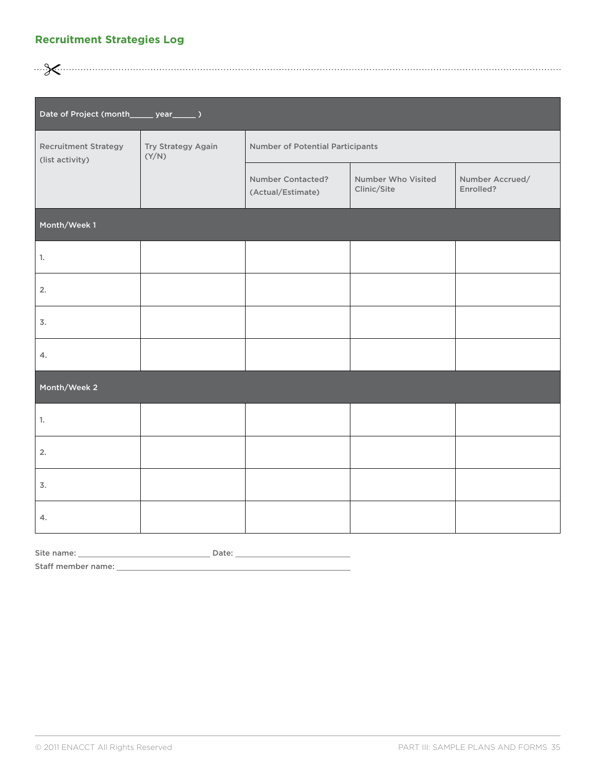## Recruitment Strategies Log

| Date of Project (month_____ year_____ ) | | | | |
|---|---|---|---|---|
| Recruitment Strategy (list activity) | Try Strategy Again (Y/N) | Number of Potential Participants | | |
| | | Number Contacted? (Actual/Estimate) | Number Who Visited Clinic/Site | Number Accrued/ Enrolled? |
| **Month/Week 1** | | | | |
| 1. | | | | |
| 2. | | | | |
| 3. | | | | |
| 4. | | | | |
| **Month/Week 2** | | | | |
| 1. | | | | |
| 2. | | | | |
| 3. | | | | |
| 4. | | | | |

Site name: ______________________________ Date: __________________________

Staff member name: ______________________________________________________

© 2011 ENACCT All Rights Reserved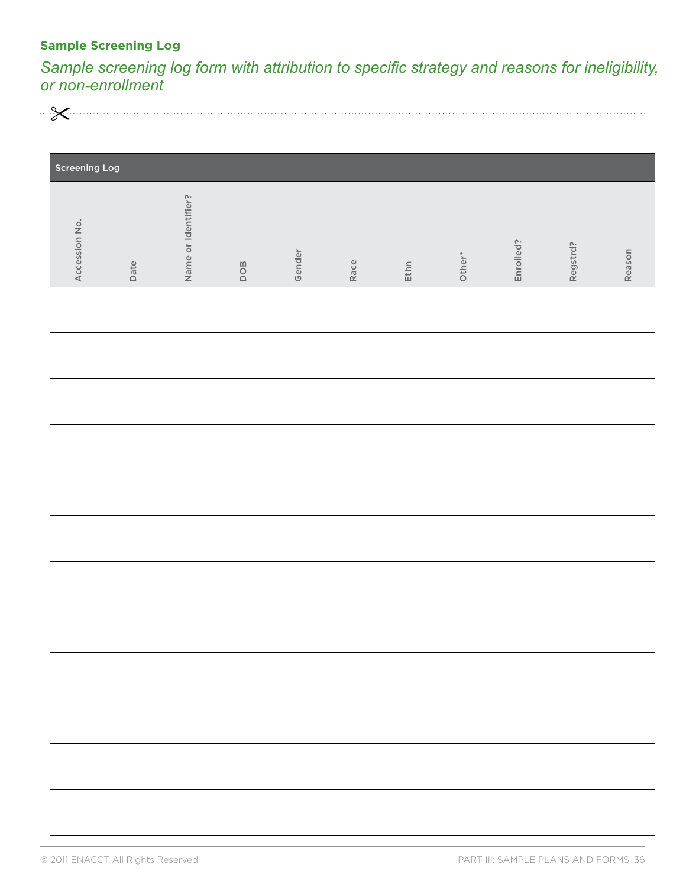**Sample Screening Log**

*Sample screening log form with attribution to specific strategy and reasons for ineligibility, or non-enrollment*

| Screening Log | | | | | | | | | | |
|---|---|---|---|---|---|---|---|---|---|---|
| Accession No. | Date | Name or Identifier? | DOB | Gender | Race | Ethn | Other* | Enrolled? | Regstrd? | Reason |
| | | | | | | | | | | |
| | | | | | | | | | | |
| | | | | | | | | | | |
| | | | | | | | | | | |
| | | | | | | | | | | |
| | | | | | | | | | | |
| | | | | | | | | | | |
| | | | | | | | | | | |
| | | | | | | | | | | |
| | | | | | | | | | | |
| | | | | | | | | | | |
| | | | | | | | | | | |

© 2011 ENACCT All Rights Reserved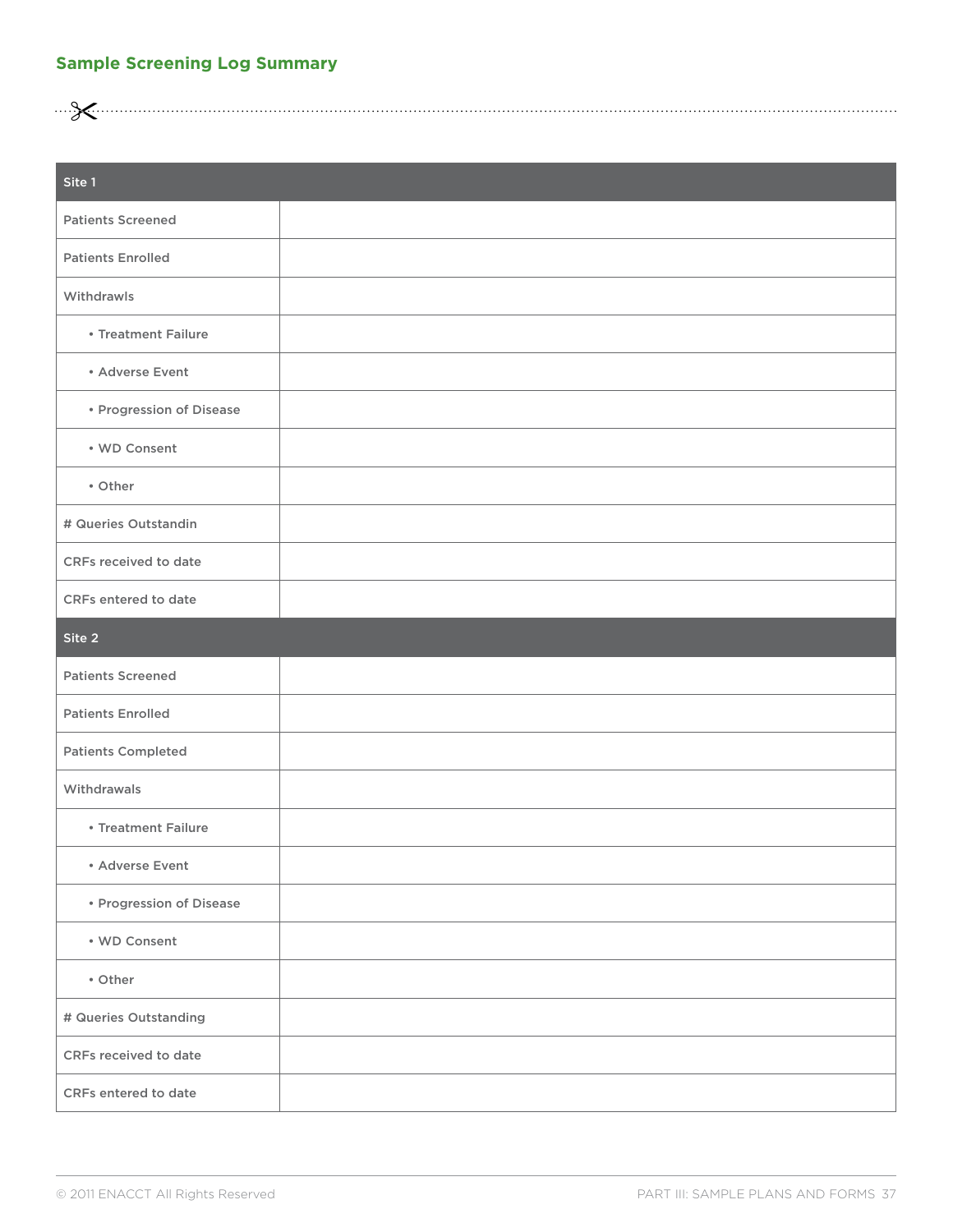## Sample Screening Log Summary

| Site 1 | |
|---|---|
| Patients Screened | |
| Patients Enrolled | |
| Withdrawls | |
| • Treatment Failure | |
| • Adverse Event | |
| • Progression of Disease | |
| • WD Consent | |
| • Other | |
| # Queries Outstandin | |
| CRFs received to date | |
| CRFs entered to date | |
| **Site 2** | |
| Patients Screened | |
| Patients Enrolled | |
| Patients Completed | |
| Withdrawals | |
| • Treatment Failure | |
| • Adverse Event | |
| • Progression of Disease | |
| • WD Consent | |
| • Other | |
| # Queries Outstanding | |
| CRFs received to date | |
| CRFs entered to date | |

© 2011 ENACCT All Rights Reserved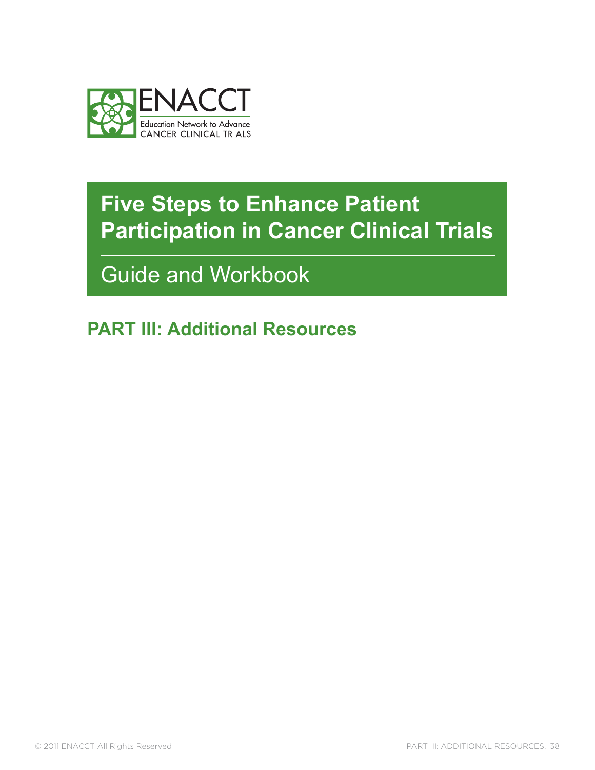ENACCT

Education Network to Advance CANCER CLINICAL TRIALS

# Five Steps to Enhance Patient Participation in Cancer Clinical Trials

## Guide and Workbook

## PART III: Additional Resources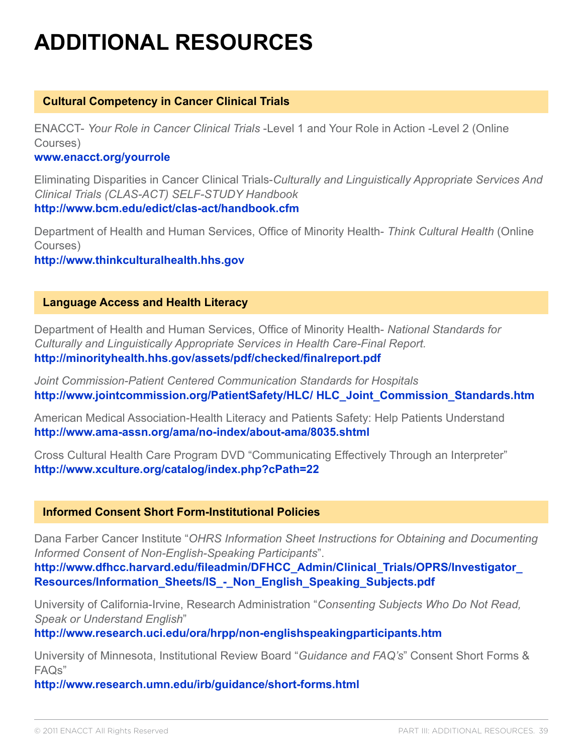# ADDITIONAL RESOURCES

## Cultural Competency in Cancer Clinical Trials

ENACCT- *Your Role in Cancer Clinical Trials* -Level 1 and Your Role in Action -Level 2 (Online Courses)
**www.enacct.org/yourrole**

Eliminating Disparities in Cancer Clinical Trials-*Culturally and Linguistically Appropriate Services And Clinical Trials (CLAS-ACT) SELF-STUDY Handbook*
**http://www.bcm.edu/edict/clas-act/handbook.cfm**

Department of Health and Human Services, Office of Minority Health- *Think Cultural Health* (Online Courses)
**http://www.thinkculturalhealth.hhs.gov**

## Language Access and Health Literacy

Department of Health and Human Services, Office of Minority Health- *National Standards for Culturally and Linguistically Appropriate Services in Health Care-Final Report.*
**http://minorityhealth.hhs.gov/assets/pdf/checked/finalreport.pdf**

*Joint Commission-Patient Centered Communication Standards for Hospitals*
**http://www.jointcommission.org/PatientSafety/HLC/ HLC_Joint_Commission_Standards.htm**

American Medical Association-Health Literacy and Patients Safety: Help Patients Understand
**http://www.ama-assn.org/ama/no-index/about-ama/8035.shtml**

Cross Cultural Health Care Program DVD "Communicating Effectively Through an Interpreter"
**http://www.xculture.org/catalog/index.php?cPath=22**

## Informed Consent Short Form-Institutional Policies

Dana Farber Cancer Institute "*OHRS Information Sheet Instructions for Obtaining and Documenting Informed Consent of Non-English-Speaking Participants*".
**http://www.dfhcc.harvard.edu/fileadmin/DFHCC_Admin/Clinical_Trials/OPRS/Investigator_Resources/Information_Sheets/IS_-_Non_English_Speaking_Subjects.pdf**

University of California-Irvine, Research Administration "*Consenting Subjects Who Do Not Read, Speak or Understand English*"
**http://www.research.uci.edu/ora/hrpp/non-englishspeakingparticipants.htm**

University of Minnesota, Institutional Review Board "*Guidance and FAQ's*" Consent Short Forms & FAQs"
**http://www.research.umn.edu/irb/guidance/short-forms.html**

© 2011 ENACCT All Rights Reserved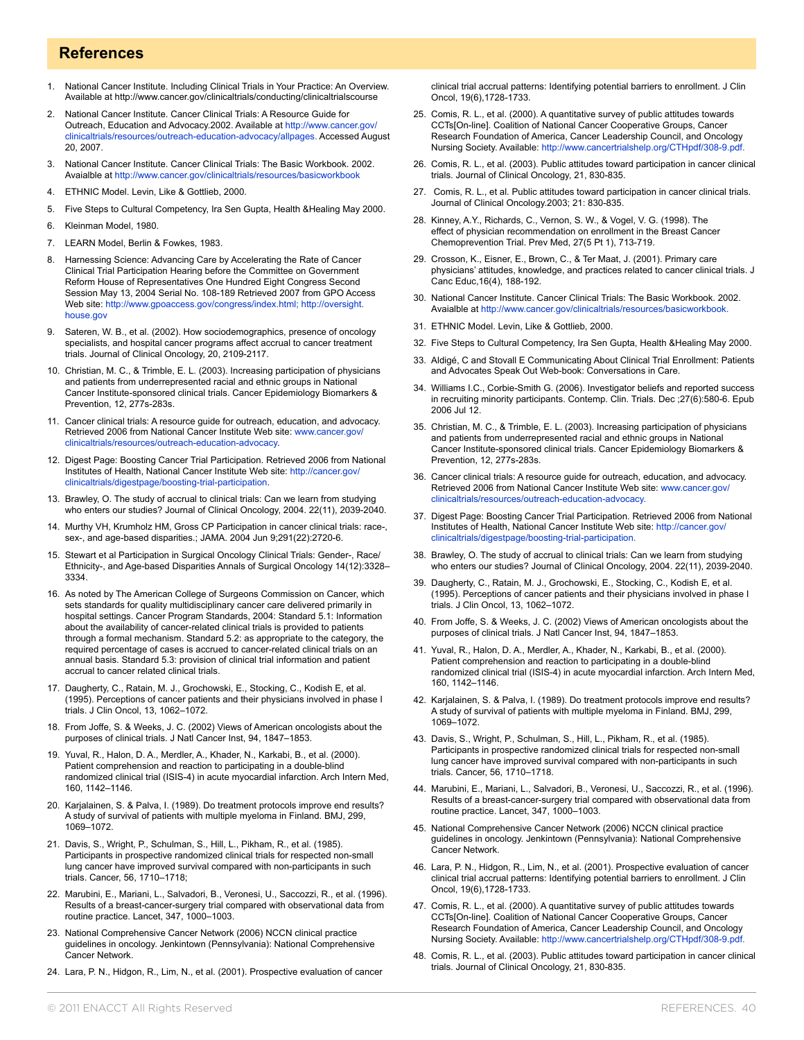## References

1. National Cancer Institute. Including Clinical Trials in Your Practice: An Overview. Available at http://www.cancer.gov/clinicaltrials/conducting/clinicaltrialscourse
2. National Cancer Institute. Cancer Clinical Trials: A Resource Guide for Outreach, Education and Advocacy.2002. Available at http://www.cancer.gov/clinicaltrials/resources/outreach-education-advocacy/allpages. Accessed August 20, 2007.
3. National Cancer Institute. Cancer Clinical Trials: The Basic Workbook. 2002. Avaialble at http://www.cancer.gov/clinicaltrials/resources/basicworkbook
4. ETHNIC Model. Levin, Like & Gottlieb, 2000.
5. Five Steps to Cultural Competency, Ira Sen Gupta, Health &Healing May 2000.
6. Kleinman Model, 1980.
7. LEARN Model, Berlin & Fowkes, 1983.
8. Harnessing Science: Advancing Care by Accelerating the Rate of Cancer Clinical Trial Participation Hearing before the Committee on Government Reform House of Representatives One Hundred Eight Congress Second Session May 13, 2004 Serial No. 108-189 Retrieved 2007 from GPO Access Web site: http://www.gpoaccess.gov/congress/index.html; http://oversight.house.gov
9. Sateren, W. B., et al. (2002). How sociodemographics, presence of oncology specialists, and hospital cancer programs affect accrual to cancer treatment trials. Journal of Clinical Oncology, 20, 2109-2117.
10. Christian, M. C., & Trimble, E. L. (2003). Increasing participation of physicians and patients from underrepresented racial and ethnic groups in National Cancer Institute-sponsored clinical trials. Cancer Epidemiology Biomarkers & Prevention, 12, 277s-283s.
11. Cancer clinical trials: A resource guide for outreach, education, and advocacy. Retrieved 2006 from National Cancer Institute Web site: www.cancer.gov/clinicaltrials/resources/outreach-education-advocacy.
12. Digest Page: Boosting Cancer Trial Participation. Retrieved 2006 from National Institutes of Health, National Cancer Institute Web site: http://cancer.gov/clinicaltrials/digestpage/boosting-trial-participation.
13. Brawley, O. The study of accrual to clinical trials: Can we learn from studying who enters our studies? Journal of Clinical Oncology, 2004. 22(11), 2039-2040.
14. Murthy VH, Krumholz HM, Gross CP Participation in cancer clinical trials: race-, sex-, and age-based disparities.; JAMA. 2004 Jun 9;291(22):2720-6.
15. Stewart et al Participation in Surgical Oncology Clinical Trials: Gender-, Race/Ethnicity-, and Age-based Disparities Annals of Surgical Oncology 14(12):3328–3334.
16. As noted by The American College of Surgeons Commission on Cancer, which sets standards for quality multidisciplinary cancer care delivered primarily in hospital settings. Cancer Program Standards, 2004: Standard 5.1: Information about the availability of cancer-related clinical trials is provided to patients through a formal mechanism. Standard 5.2: as appropriate to the category, the required percentage of cases is accrued to cancer-related clinical trials on an annual basis. Standard 5.3: provision of clinical trial information and patient accrual to cancer related clinical trials.
17. Daugherty, C., Ratain, M. J., Grochowski, E., Stocking, C., Kodish E, et al. (1995). Perceptions of cancer patients and their physicians involved in phase I trials. J Clin Oncol, 13, 1062–1072.
18. From Joffe, S. & Weeks, J. C. (2002) Views of American oncologists about the purposes of clinical trials. J Natl Cancer Inst, 94, 1847–1853.
19. Yuval, R., Halon, D. A., Merdler, A., Khader, N., Karkabi, B., et al. (2000). Patient comprehension and reaction to participating in a double-blind randomized clinical trial (ISIS-4) in acute myocardial infarction. Arch Intern Med, 160, 1142–1146.
20. Karjalainen, S. & Palva, I. (1989). Do treatment protocols improve end results? A study of survival of patients with multiple myeloma in Finland. BMJ, 299, 1069–1072.
21. Davis, S., Wright, P., Schulman, S., Hill, L., Pikham, R., et al. (1985). Participants in prospective randomized clinical trials for respected non-small lung cancer have improved survival compared with non-participants in such trials. Cancer, 56, 1710–1718;
22. Marubini, E., Mariani, L., Salvadori, B., Veronesi, U., Saccozzi, R., et al. (1996). Results of a breast-cancer-surgery trial compared with observational data from routine practice. Lancet, 347, 1000–1003.
23. National Comprehensive Cancer Network (2006) NCCN clinical practice guidelines in oncology. Jenkintown (Pennsylvania): National Comprehensive Cancer Network.
24. Lara, P. N., Hidgon, R., Lim, N., et al. (2001). Prospective evaluation of cancer clinical trial accrual patterns: Identifying potential barriers to enrollment. J Clin Oncol, 19(6),1728-1733.
25. Comis, R. L., et al. (2000). A quantitative survey of public attitudes towards CCTs[On-line]. Coalition of National Cancer Cooperative Groups, Cancer Research Foundation of America, Cancer Leadership Council, and Oncology Nursing Society. Available: http://www.cancertrialshelp.org/CTHpdf/308-9.pdf.
26. Comis, R. L., et al. (2003). Public attitudes toward participation in cancer clinical trials. Journal of Clinical Oncology, 21, 830-835.
27. Comis, R. L. et al. Public attitudes toward participation in cancer clinical trials. Journal of Clinical Oncology.2003; 21: 830-835.
28. Kinney, A.Y., Richards, C., Vernon, S. W., & Vogel, V. G. (1998). The effect of physician recommendation on enrollment in the Breast Cancer Chemoprevention Trial. Prev Med, 27(5 Pt 1), 713-719.
29. Crosson, K., Eisner, E., Brown, C., & Ter Maat, J. (2001). Primary care physicians' attitudes, knowledge, and practices related to cancer clinical trials. J Canc Educ,16(4), 188-192.
30. National Cancer Institute. Cancer Clinical Trials: The Basic Workbook. 2002. Avaialble at http://www.cancer.gov/clinicaltrials/resources/basicworkbook.
31. ETHNIC Model. Levin, Like & Gottlieb, 2000.
32. Five Steps to Cultural Competency, Ira Sen Gupta, Health &Healing May 2000.
33. Aldigé, C and Stovall E Communicating About Clinical Trial Enrollment: Patients and Advocates Speak Out Web-book: Conversations in Care.
34. Williams I.C., Corbie-Smith G. (2006). Investigator beliefs and reported success in recruiting minority participants. Contemp. Clin. Trials. Dec ;27(6):580-6. Epub 2006 Jul 12.
35. Christian, M. C., & Trimble, E. L. (2003). Increasing participation of physicians and patients from underrepresented racial and ethnic groups in National Cancer Institute-sponsored clinical trials. Cancer Epidemiology Biomarkers & Prevention, 12, 277s-283s.
36. Cancer clinical trials: A resource guide for outreach, education, and advocacy. Retrieved 2006 from National Cancer Institute Web site: www.cancer.gov/clinicaltrials/resources/outreach-education-advocacy.
37. Digest Page: Boosting Cancer Trial Participation. Retrieved 2006 from National Institutes of Health, National Cancer Institute Web site: http://cancer.gov/clinicaltrials/digestpage/boosting-trial-participation.
38. Brawley, O. The study of accrual to clinical trials: Can we learn from studying who enters our studies? Journal of Clinical Oncology, 2004. 22(11), 2039-2040.
39. Daugherty, C., Ratain, M. J., Grochowski, E., Stocking, C., Kodish E, et al. (1995). Perceptions of cancer patients and their physicians involved in phase I trials. J Clin Oncol, 13, 1062–1072.
40. From Joffe, S. & Weeks, J. C. (2002) Views of American oncologists about the purposes of clinical trials. J Natl Cancer Inst, 94, 1847–1853.
41. Yuval, R., Halon, D. A., Merdler, A., Khader, N., Karkabi, B., et al. (2000). Patient comprehension and reaction to participating in a double-blind randomized clinical trial (ISIS-4) in acute myocardial infarction. Arch Intern Med, 160, 1142–1146.
42. Karjalainen, S. & Palva, I. (1989). Do treatment protocols improve end results? A study of survival of patients with multiple myeloma in Finland. BMJ, 299, 1069–1072.
43. Davis, S., Wright, P., Schulman, S., Hill, L., Pikham, R., et al. (1985). Participants in prospective randomized clinical trials for respected non-small lung cancer have improved survival compared with non-participants in such trials. Cancer, 56, 1710–1718.
44. Marubini, E., Mariani, L., Salvadori, B., Veronesi, U., Saccozzi, R., et al. (1996). Results of a breast-cancer-surgery trial compared with observational data from routine practice. Lancet, 347, 1000–1003.
45. National Comprehensive Cancer Network (2006) NCCN clinical practice guidelines in oncology. Jenkintown (Pennsylvania): National Comprehensive Cancer Network.
46. Lara, P. N., Hidgon, R., Lim, N., et al. (2001). Prospective evaluation of cancer clinical trial accrual patterns: Identifying potential barriers to enrollment. J Clin Oncol, 19(6),1728-1733.
47. Comis, R. L., et al. (2000). A quantitative survey of public attitudes towards CCTs[On-line]. Coalition of National Cancer Cooperative Groups, Cancer Research Foundation of America, Cancer Leadership Council, and Oncology Nursing Society. Available: http://www.cancertrialshelp.org/CTHpdf/308-9.pdf.
48. Comis, R. L., et al. (2003). Public attitudes toward participation in cancer clinical trials. Journal of Clinical Oncology, 21, 830-835.

© 2011 ENACCT All Rights Reserved